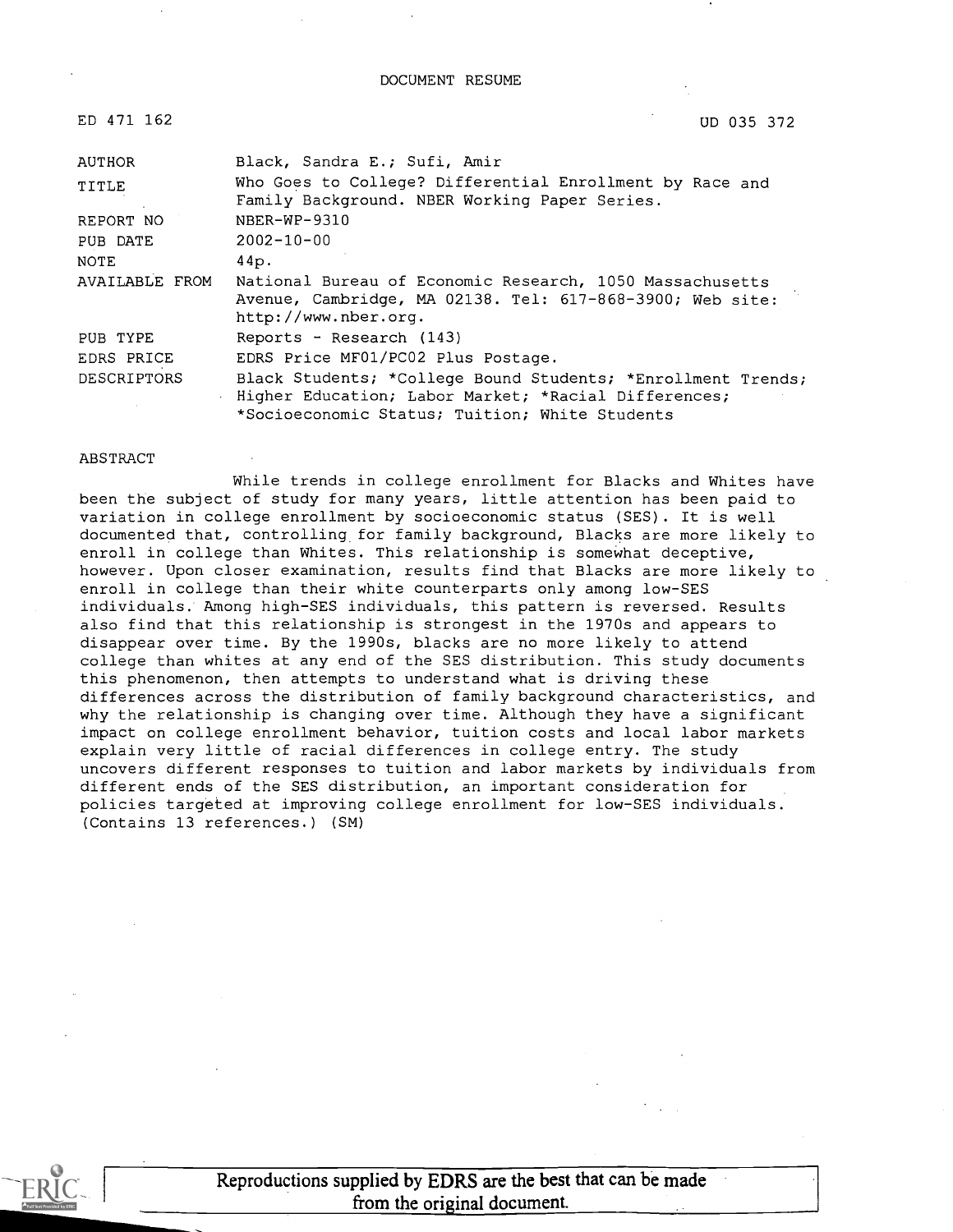DOCUMENT RESUME

| | | |
|---|---|---|
| ED 471 162 | | UD 035 372 |
| AUTHOR | Black, Sandra E.; Sufi, Amir | |
| TITLE | Who Goes to College? Differential Enrollment by Race and Family Background. NBER Working Paper Series. | |
| REPORT NO | NBER-WP-9310 | |
| PUB DATE | 2002-10-00 | |
| NOTE | 44p. | |
| AVAILABLE FROM | National Bureau of Economic Research, 1050 Massachusetts Avenue, Cambridge, MA 02138. Tel: 617-868-3900; Web site: http://www.nber.org. | |
| PUB TYPE | Reports - Research (143) | |
| EDRS PRICE | EDRS Price MF01/PC02 Plus Postage. | |
| DESCRIPTORS | Black Students; *College Bound Students; *Enrollment Trends; Higher Education; Labor Market; *Racial Differences; *Socioeconomic Status; Tuition; White Students | |

ABSTRACT

While trends in college enrollment for Blacks and Whites have been the subject of study for many years, little attention has been paid to variation in college enrollment by socioeconomic status (SES). It is well documented that, controlling for family background, Blacks are more likely to enroll in college than Whites. This relationship is somewhat deceptive, however. Upon closer examination, results find that Blacks are more likely to enroll in college than their white counterparts only among low-SES individuals. Among high-SES individuals, this pattern is reversed. Results also find that this relationship is strongest in the 1970s and appears to disappear over time. By the 1990s, blacks are no more likely to attend college than whites at any end of the SES distribution. This study documents this phenomenon, then attempts to understand what is driving these differences across the distribution of family background characteristics, and why the relationship is changing over time. Although they have a significant impact on college enrollment behavior, tuition costs and local labor markets explain very little of racial differences in college entry. The study uncovers different responses to tuition and labor markets by individuals from different ends of the SES distribution, an important consideration for policies targeted at improving college enrollment for low-SES individuals. (Contains 13 references.) (SM)

Reproductions supplied by EDRS are the best that can be made from the original document.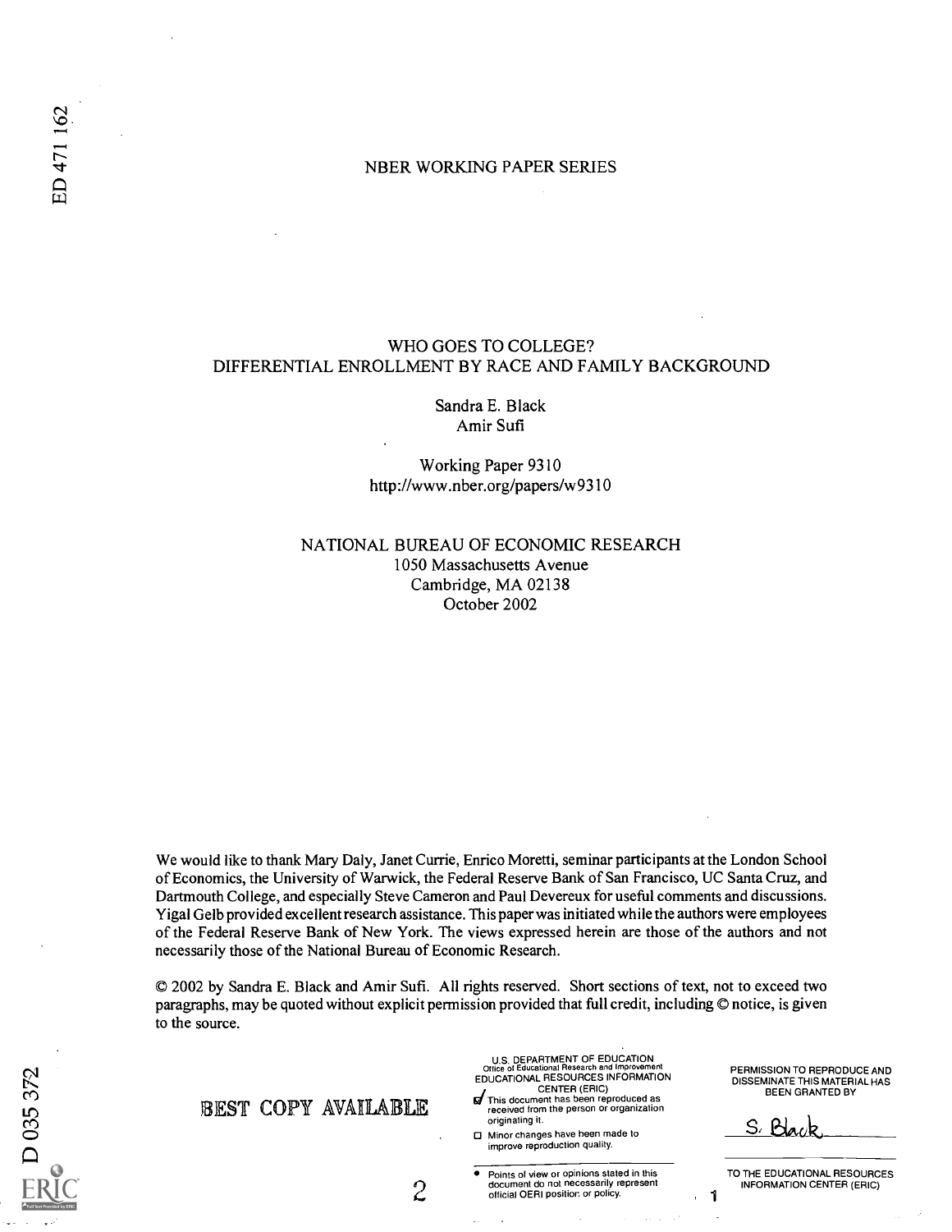NBER WORKING PAPER SERIES

# WHO GOES TO COLLEGE? DIFFERENTIAL ENROLLMENT BY RACE AND FAMILY BACKGROUND

Sandra E. Black
Amir Sufi

Working Paper 9310
http://www.nber.org/papers/w9310

NATIONAL BUREAU OF ECONOMIC RESEARCH
1050 Massachusetts Avenue
Cambridge, MA 02138
October 2002

We would like to thank Mary Daly, Janet Currie, Enrico Moretti, seminar participants at the London School of Economics, the University of Warwick, the Federal Reserve Bank of San Francisco, UC Santa Cruz, and Dartmouth College, and especially Steve Cameron and Paul Devereux for useful comments and discussions. Yigal Gelb provided excellent research assistance. This paper was initiated while the authors were employees of the Federal Reserve Bank of New York. The views expressed herein are those of the authors and not necessarily those of the National Bureau of Economic Research.

© 2002 by Sandra E. Black and Amir Sufi. All rights reserved. Short sections of text, not to exceed two paragraphs, may be quoted without explicit permission provided that full credit, including © notice, is given to the source.

BEST COPY AVAILABLE

U.S. DEPARTMENT OF EDUCATION
Office of Educational Research and Improvement
EDUCATIONAL RESOURCES INFORMATION CENTER (ERIC)

☑ This document has been reproduced as received from the person or organization originating it.

☐ Minor changes have been made to improve reproduction quality.

- Points of view or opinions stated in this document do not necessarily represent official OERI position or policy.

PERMISSION TO REPRODUCE AND DISSEMINATE THIS MATERIAL HAS BEEN GRANTED BY

S. Black

TO THE EDUCATIONAL RESOURCES INFORMATION CENTER (ERIC)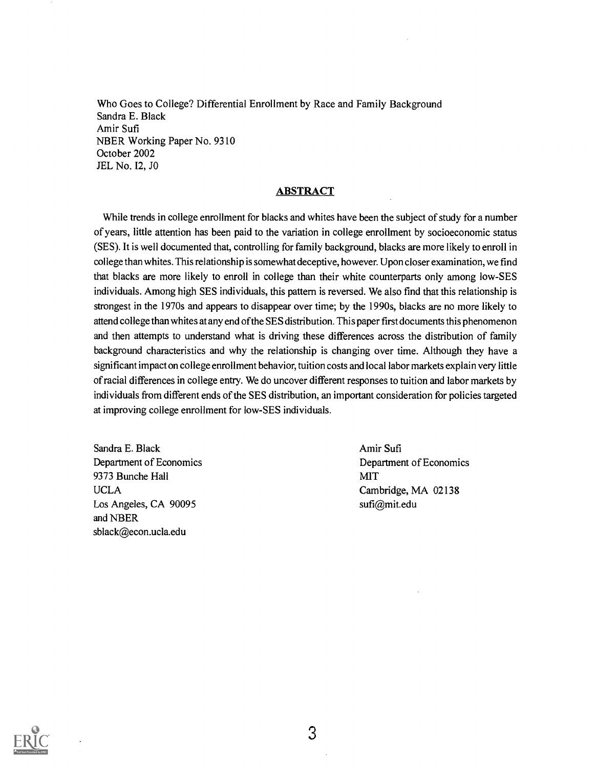Who Goes to College? Differential Enrollment by Race and Family Background
Sandra E. Black
Amir Sufi
NBER Working Paper No. 9310
October 2002
JEL No. I2, J0

## ABSTRACT

While trends in college enrollment for blacks and whites have been the subject of study for a number of years, little attention has been paid to the variation in college enrollment by socioeconomic status (SES). It is well documented that, controlling for family background, blacks are more likely to enroll in college than whites. This relationship is somewhat deceptive, however. Upon closer examination, we find that blacks are more likely to enroll in college than their white counterparts only among low-SES individuals. Among high SES individuals, this pattern is reversed. We also find that this relationship is strongest in the 1970s and appears to disappear over time; by the 1990s, blacks are no more likely to attend college than whites at any end of the SES distribution. This paper first documents this phenomenon and then attempts to understand what is driving these differences across the distribution of family background characteristics and why the relationship is changing over time. Although they have a significant impact on college enrollment behavior, tuition costs and local labor markets explain very little of racial differences in college entry. We do uncover different responses to tuition and labor markets by individuals from different ends of the SES distribution, an important consideration for policies targeted at improving college enrollment for low-SES individuals.

Sandra E. Black
Department of Economics
9373 Bunche Hall
UCLA
Los Angeles, CA 90095
and NBER
sblack@econ.ucla.edu

Amir Sufi
Department of Economics
MIT
Cambridge, MA 02138
sufi@mit.edu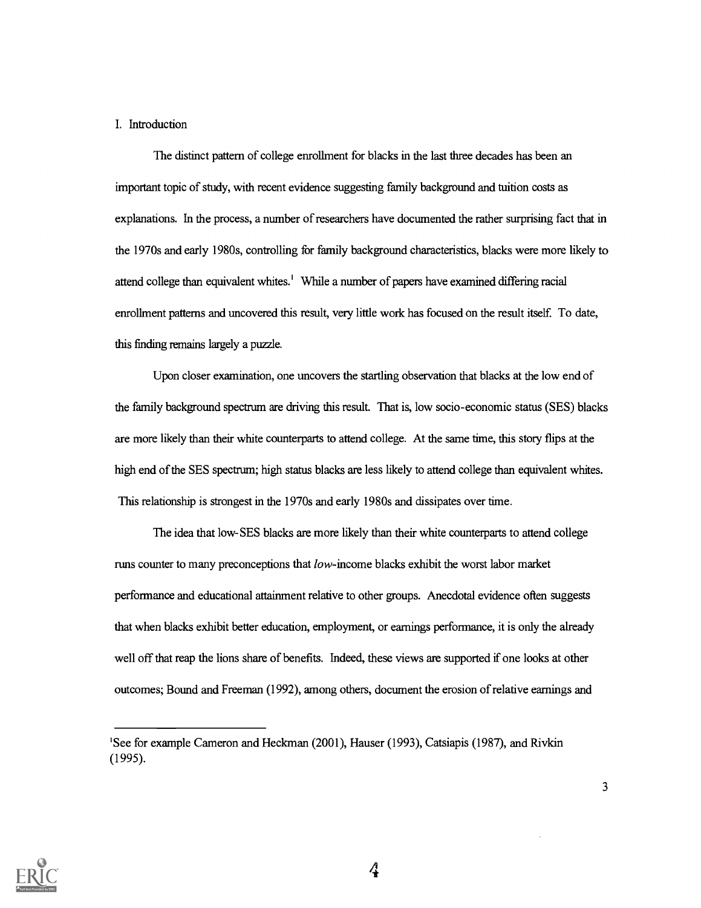## I. Introduction

The distinct pattern of college enrollment for blacks in the last three decades has been an important topic of study, with recent evidence suggesting family background and tuition costs as explanations. In the process, a number of researchers have documented the rather surprising fact that in the 1970s and early 1980s, controlling for family background characteristics, blacks were more likely to attend college than equivalent whites.[1] While a number of papers have examined differing racial enrollment patterns and uncovered this result, very little work has focused on the result itself. To date, this finding remains largely a puzzle.

Upon closer examination, one uncovers the startling observation that blacks at the low end of the family background spectrum are driving this result. That is, low socio-economic status (SES) blacks are more likely than their white counterparts to attend college. At the same time, this story flips at the high end of the SES spectrum; high status blacks are less likely to attend college than equivalent whites. This relationship is strongest in the 1970s and early 1980s and dissipates over time.

The idea that low-SES blacks are more likely than their white counterparts to attend college runs counter to many preconceptions that *low*-income blacks exhibit the worst labor market performance and educational attainment relative to other groups. Anecdotal evidence often suggests that when blacks exhibit better education, employment, or earnings performance, it is only the already well off that reap the lions share of benefits. Indeed, these views are supported if one looks at other outcomes; Bound and Freeman (1992), among others, document the erosion of relative earnings and

[1]See for example Cameron and Heckman (2001), Hauser (1993), Catsiapis (1987), and Rivkin (1995).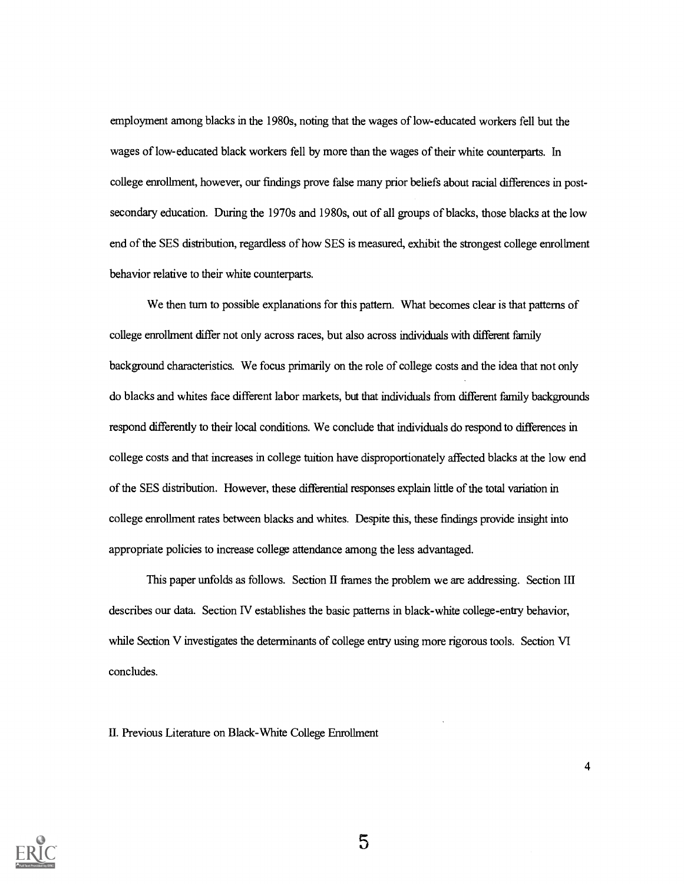employment among blacks in the 1980s, noting that the wages of low-educated workers fell but the wages of low-educated black workers fell by more than the wages of their white counterparts. In college enrollment, however, our findings prove false many prior beliefs about racial differences in post-secondary education. During the 1970s and 1980s, out of all groups of blacks, those blacks at the low end of the SES distribution, regardless of how SES is measured, exhibit the strongest college enrollment behavior relative to their white counterparts.

We then turn to possible explanations for this pattern. What becomes clear is that patterns of college enrollment differ not only across races, but also across individuals with different family background characteristics. We focus primarily on the role of college costs and the idea that not only do blacks and whites face different labor markets, but that individuals from different family backgrounds respond differently to their local conditions. We conclude that individuals do respond to differences in college costs and that increases in college tuition have disproportionately affected blacks at the low end of the SES distribution. However, these differential responses explain little of the total variation in college enrollment rates between blacks and whites. Despite this, these findings provide insight into appropriate policies to increase college attendance among the less advantaged.

This paper unfolds as follows. Section II frames the problem we are addressing. Section III describes our data. Section IV establishes the basic patterns in black-white college-entry behavior, while Section V investigates the determinants of college entry using more rigorous tools. Section VI concludes.

## II. Previous Literature on Black-White College Enrollment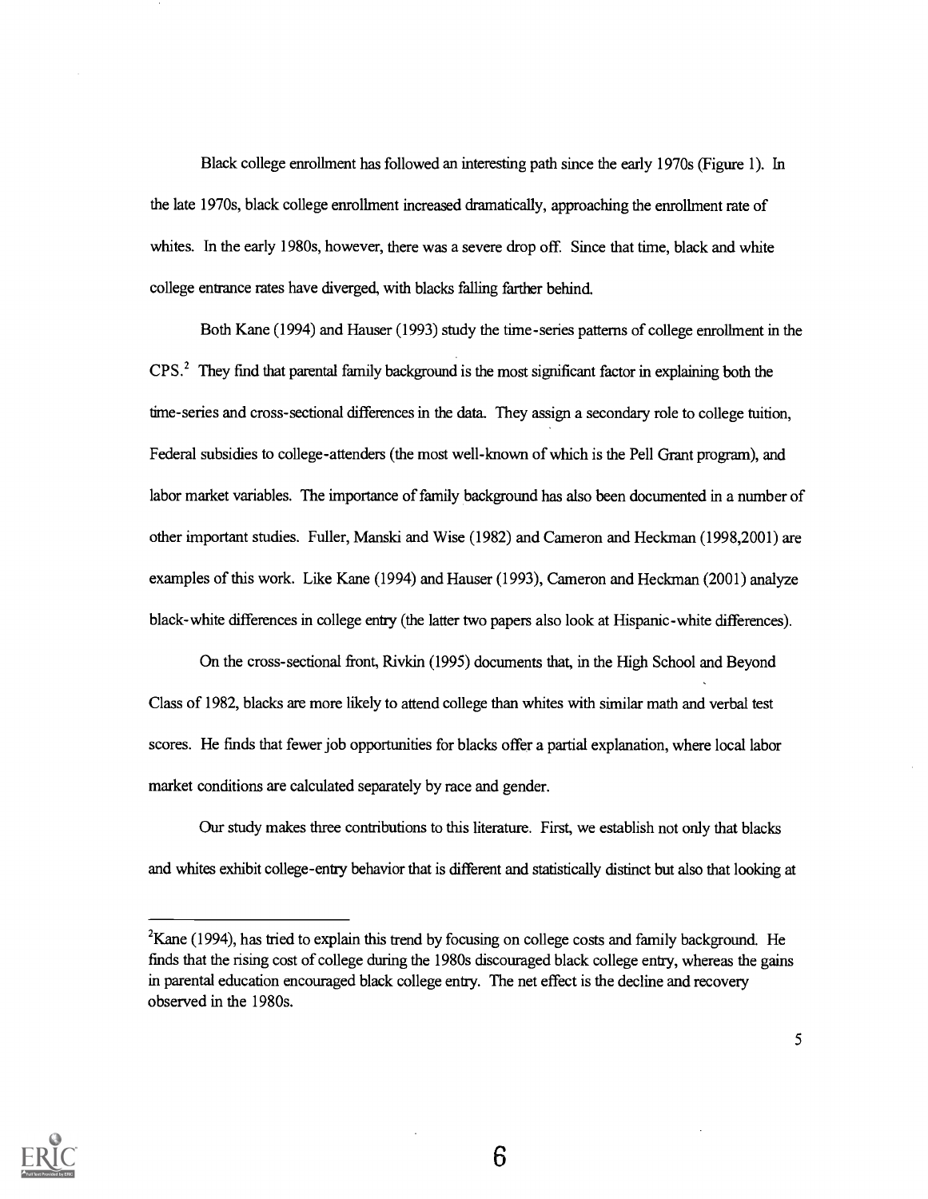Black college enrollment has followed an interesting path since the early 1970s (Figure 1). In the late 1970s, black college enrollment increased dramatically, approaching the enrollment rate of whites. In the early 1980s, however, there was a severe drop off. Since that time, black and white college entrance rates have diverged, with blacks falling farther behind.

Both Kane (1994) and Hauser (1993) study the time-series patterns of college enrollment in the CPS.[2] They find that parental family background is the most significant factor in explaining both the time-series and cross-sectional differences in the data. They assign a secondary role to college tuition, Federal subsidies to college-attenders (the most well-known of which is the Pell Grant program), and labor market variables. The importance of family background has also been documented in a number of other important studies. Fuller, Manski and Wise (1982) and Cameron and Heckman (1998,2001) are examples of this work. Like Kane (1994) and Hauser (1993), Cameron and Heckman (2001) analyze black-white differences in college entry (the latter two papers also look at Hispanic-white differences).

On the cross-sectional front, Rivkin (1995) documents that, in the High School and Beyond Class of 1982, blacks are more likely to attend college than whites with similar math and verbal test scores. He finds that fewer job opportunities for blacks offer a partial explanation, where local labor market conditions are calculated separately by race and gender.

Our study makes three contributions to this literature. First, we establish not only that blacks and whites exhibit college-entry behavior that is different and statistically distinct but also that looking at

[2]Kane (1994), has tried to explain this trend by focusing on college costs and family background. He finds that the rising cost of college during the 1980s discouraged black college entry, whereas the gains in parental education encouraged black college entry. The net effect is the decline and recovery observed in the 1980s.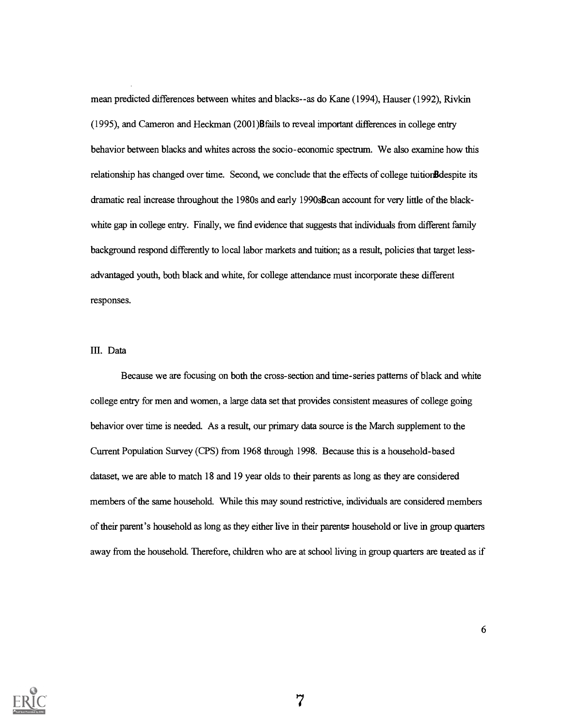mean predicted differences between whites and blacks--as do Kane (1994), Hauser (1992), Rivkin (1995), and Cameron and Heckman (2001)Bfails to reveal important differences in college entry behavior between blacks and whites across the socio-economic spectrum. We also examine how this relationship has changed over time. Second, we conclude that the effects of college tuitionBdespite its dramatic real increase throughout the 1980s and early 1990sBcan account for very little of the black-white gap in college entry. Finally, we find evidence that suggests that individuals from different family background respond differently to local labor markets and tuition; as a result, policies that target less-advantaged youth, both black and white, for college attendance must incorporate these different responses.

## III. Data

Because we are focusing on both the cross-section and time-series patterns of black and white college entry for men and women, a large data set that provides consistent measures of college going behavior over time is needed. As a result, our primary data source is the March supplement to the Current Population Survey (CPS) from 1968 through 1998. Because this is a household-based dataset, we are able to match 18 and 19 year olds to their parents as long as they are considered members of the same household. While this may sound restrictive, individuals are considered members of their parent's household as long as they either live in their parents= household or live in group quarters away from the household. Therefore, children who are at school living in group quarters are treated as if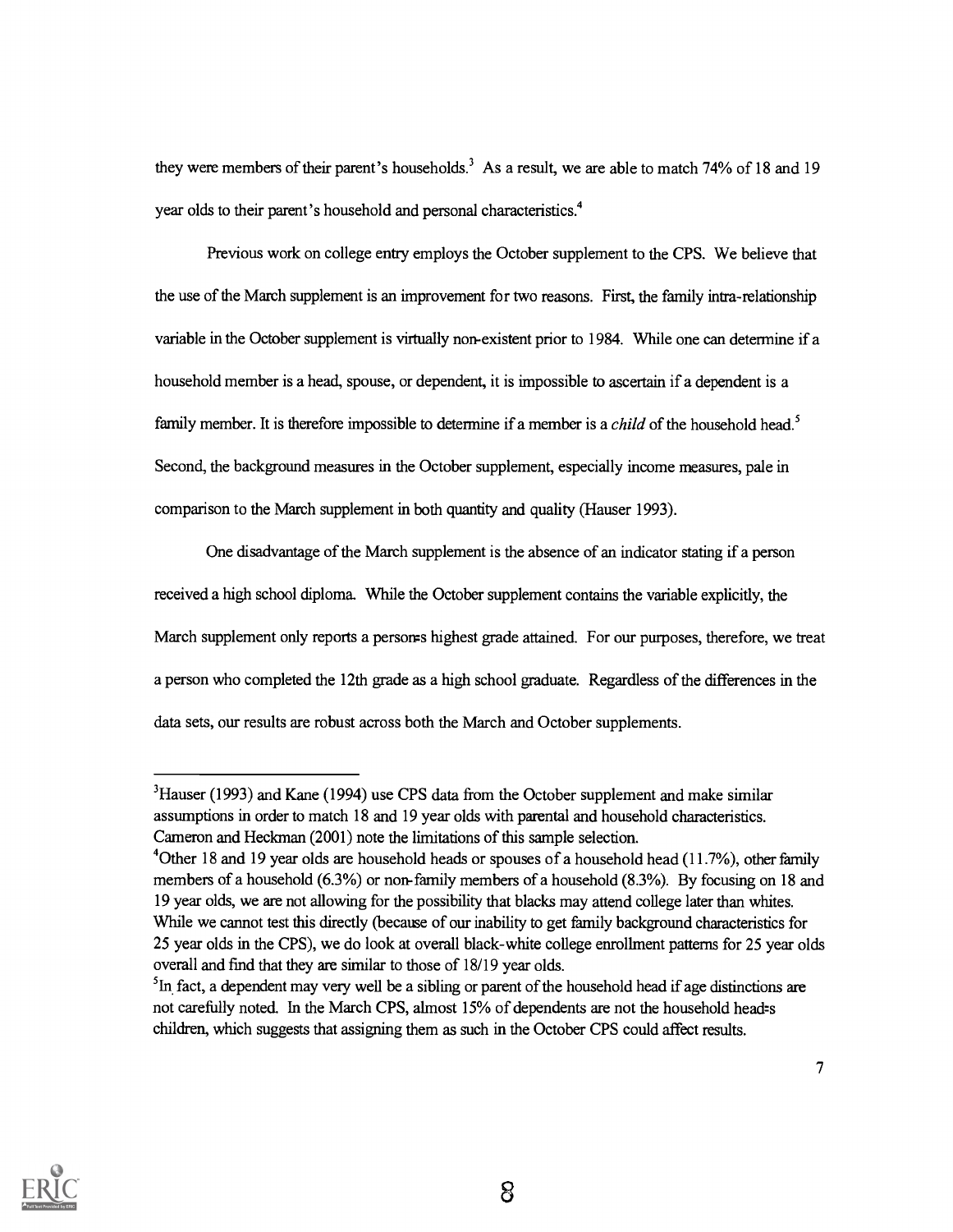they were members of their parent's households.[3] As a result, we are able to match 74% of 18 and 19 year olds to their parent's household and personal characteristics.[4]

Previous work on college entry employs the October supplement to the CPS. We believe that the use of the March supplement is an improvement for two reasons. First, the family intra-relationship variable in the October supplement is virtually non-existent prior to 1984. While one can determine if a household member is a head, spouse, or dependent, it is impossible to ascertain if a dependent is a family member. It is therefore impossible to determine if a member is a *child* of the household head.[5] Second, the background measures in the October supplement, especially income measures, pale in comparison to the March supplement in both quantity and quality (Hauser 1993).

One disadvantage of the March supplement is the absence of an indicator stating if a person received a high school diploma. While the October supplement contains the variable explicitly, the March supplement only reports a person=s highest grade attained. For our purposes, therefore, we treat a person who completed the 12th grade as a high school graduate. Regardless of the differences in the data sets, our results are robust across both the March and October supplements.

---

[3]Hauser (1993) and Kane (1994) use CPS data from the October supplement and make similar assumptions in order to match 18 and 19 year olds with parental and household characteristics. Cameron and Heckman (2001) note the limitations of this sample selection.

[4]Other 18 and 19 year olds are household heads or spouses of a household head (11.7%), other family members of a household (6.3%) or non-family members of a household (8.3%). By focusing on 18 and 19 year olds, we are not allowing for the possibility that blacks may attend college later than whites. While we cannot test this directly (because of our inability to get family background characteristics for 25 year olds in the CPS), we do look at overall black-white college enrollment patterns for 25 year olds overall and find that they are similar to those of 18/19 year olds.

[5]In fact, a dependent may very well be a sibling or parent of the household head if age distinctions are not carefully noted. In the March CPS, almost 15% of dependents are not the household head=s children, which suggests that assigning them as such in the October CPS could affect results.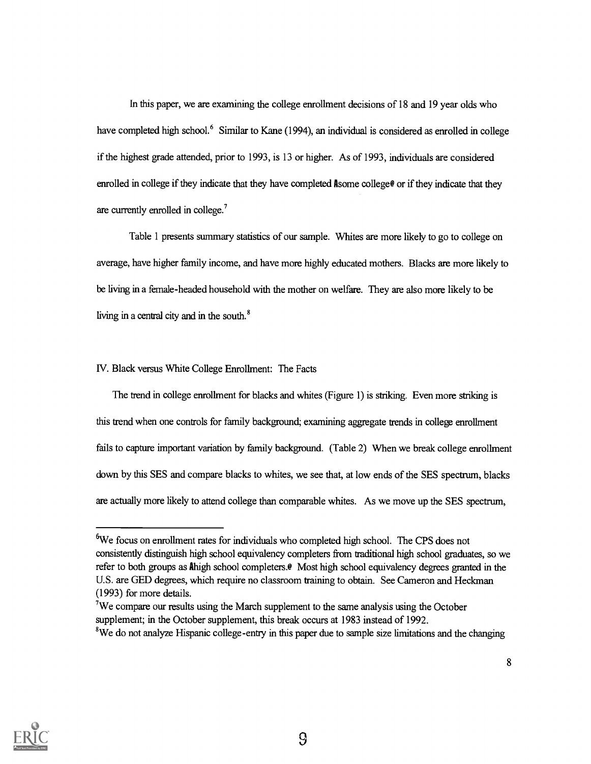In this paper, we are examining the college enrollment decisions of 18 and 19 year olds who have completed high school.[6] Similar to Kane (1994), an individual is considered as enrolled in college if the highest grade attended, prior to 1993, is 13 or higher. As of 1993, individuals are considered enrolled in college if they indicate that they have completed Asome college@ or if they indicate that they are currently enrolled in college.[7]

Table 1 presents summary statistics of our sample. Whites are more likely to go to college on average, have higher family income, and have more highly educated mothers. Blacks are more likely to be living in a female-headed household with the mother on welfare. They are also more likely to be living in a central city and in the south.[8]

## IV. Black versus White College Enrollment: The Facts

The trend in college enrollment for blacks and whites (Figure 1) is striking. Even more striking is this trend when one controls for family background; examining aggregate trends in college enrollment fails to capture important variation by family background. (Table 2) When we break college enrollment down by this SES and compare blacks to whites, we see that, at low ends of the SES spectrum, blacks are actually more likely to attend college than comparable whites. As we move up the SES spectrum,

---

[6] We focus on enrollment rates for individuals who completed high school. The CPS does not consistently distinguish high school equivalency completers from traditional high school graduates, so we refer to both groups as Ahigh school completers.@ Most high school equivalency degrees granted in the U.S. are GED degrees, which require no classroom training to obtain. See Cameron and Heckman (1993) for more details.

[7] We compare our results using the March supplement to the same analysis using the October supplement; in the October supplement, this break occurs at 1983 instead of 1992.

[8] We do not analyze Hispanic college-entry in this paper due to sample size limitations and the changing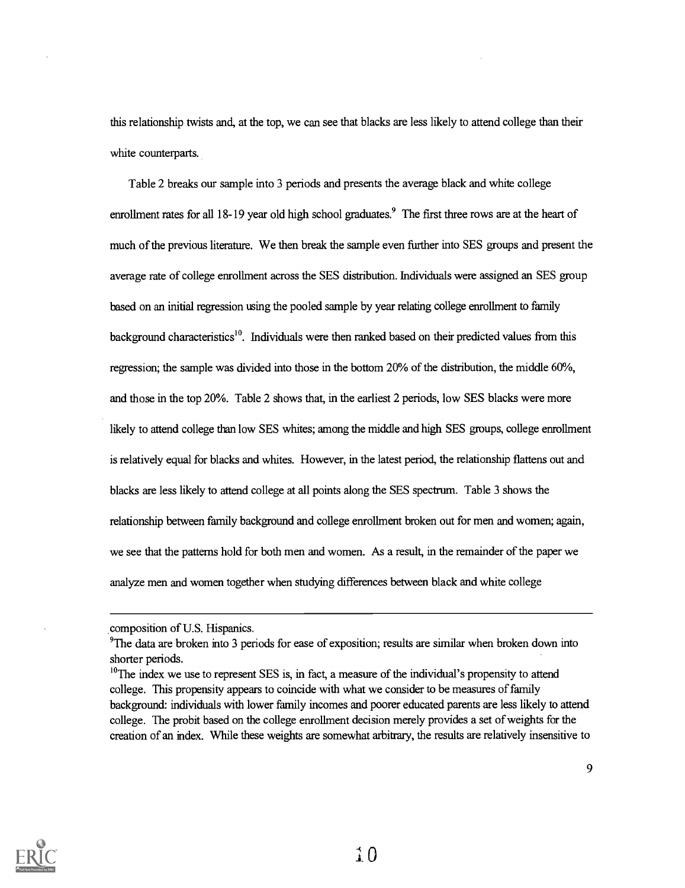this relationship twists and, at the top, we can see that blacks are less likely to attend college than their white counterparts.

Table 2 breaks our sample into 3 periods and presents the average black and white college enrollment rates for all 18-19 year old high school graduates.[9] The first three rows are at the heart of much of the previous literature. We then break the sample even further into SES groups and present the average rate of college enrollment across the SES distribution. Individuals were assigned an SES group based on an initial regression using the pooled sample by year relating college enrollment to family background characteristics[10]. Individuals were then ranked based on their predicted values from this regression; the sample was divided into those in the bottom 20% of the distribution, the middle 60%, and those in the top 20%. Table 2 shows that, in the earliest 2 periods, low SES blacks were more likely to attend college than low SES whites; among the middle and high SES groups, college enrollment is relatively equal for blacks and whites. However, in the latest period, the relationship flattens out and blacks are less likely to attend college at all points along the SES spectrum. Table 3 shows the relationship between family background and college enrollment broken out for men and women; again, we see that the patterns hold for both men and women. As a result, in the remainder of the paper we analyze men and women together when studying differences between black and white college

---

composition of U.S. Hispanics.

[9]The data are broken into 3 periods for ease of exposition; results are similar when broken down into shorter periods.

[10]The index we use to represent SES is, in fact, a measure of the individual's propensity to attend college. This propensity appears to coincide with what we consider to be measures of family background: individuals with lower family incomes and poorer educated parents are less likely to attend college. The probit based on the college enrollment decision merely provides a set of weights for the creation of an index. While these weights are somewhat arbitrary, the results are relatively insensitive to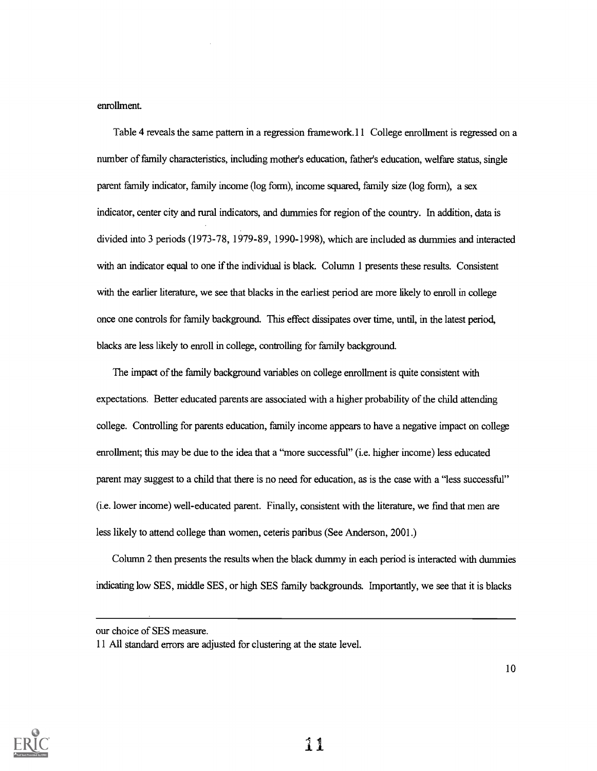enrollment.

Table 4 reveals the same pattern in a regression framework.[11] College enrollment is regressed on a number of family characteristics, including mother's education, father's education, welfare status, single parent family indicator, family income (log form), income squared, family size (log form), a sex indicator, center city and rural indicators, and dummies for region of the country. In addition, data is divided into 3 periods (1973-78, 1979-89, 1990-1998), which are included as dummies and interacted with an indicator equal to one if the individual is black. Column 1 presents these results. Consistent with the earlier literature, we see that blacks in the earliest period are more likely to enroll in college once one controls for family background. This effect dissipates over time, until, in the latest period, blacks are less likely to enroll in college, controlling for family background.

The impact of the family background variables on college enrollment is quite consistent with expectations. Better educated parents are associated with a higher probability of the child attending college. Controlling for parents education, family income appears to have a negative impact on college enrollment; this may be due to the idea that a "more successful" (i.e. higher income) less educated parent may suggest to a child that there is no need for education, as is the case with a "less successful" (i.e. lower income) well-educated parent. Finally, consistent with the literature, we find that men are less likely to attend college than women, ceteris paribus (See Anderson, 2001.)

Column 2 then presents the results when the black dummy in each period is interacted with dummies indicating low SES, middle SES, or high SES family backgrounds. Importantly, we see that it is blacks

---

our choice of SES measure.

[11] All standard errors are adjusted for clustering at the state level.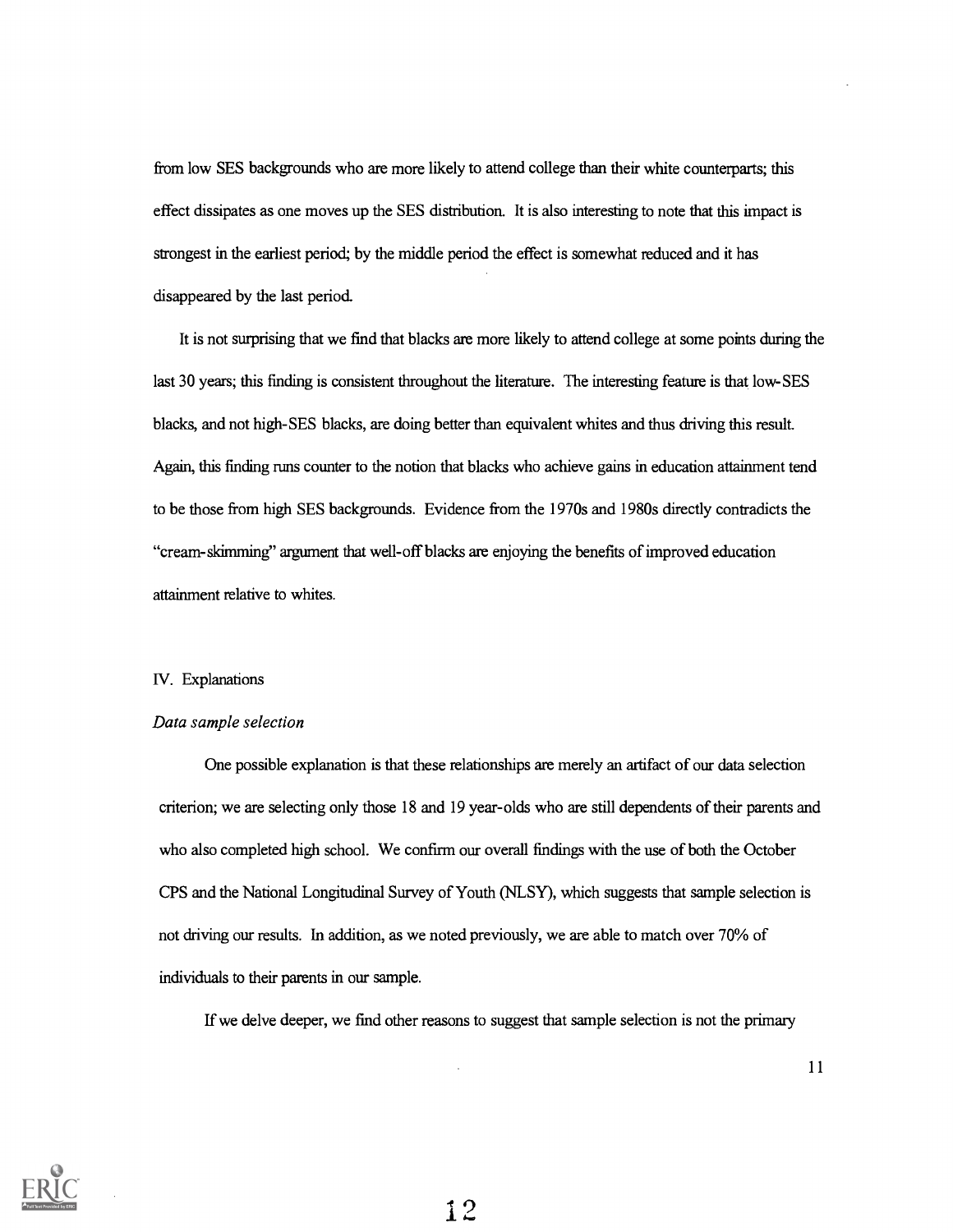from low SES backgrounds who are more likely to attend college than their white counterparts; this effect dissipates as one moves up the SES distribution. It is also interesting to note that this impact is strongest in the earliest period; by the middle period the effect is somewhat reduced and it has disappeared by the last period.

It is not surprising that we find that blacks are more likely to attend college at some points during the last 30 years; this finding is consistent throughout the literature. The interesting feature is that low-SES blacks, and not high-SES blacks, are doing better than equivalent whites and thus driving this result. Again, this finding runs counter to the notion that blacks who achieve gains in education attainment tend to be those from high SES backgrounds. Evidence from the 1970s and 1980s directly contradicts the "cream-skimming" argument that well-off blacks are enjoying the benefits of improved education attainment relative to whites.

## IV. Explanations

### *Data sample selection*

One possible explanation is that these relationships are merely an artifact of our data selection criterion; we are selecting only those 18 and 19 year-olds who are still dependents of their parents and who also completed high school. We confirm our overall findings with the use of both the October CPS and the National Longitudinal Survey of Youth (NLSY), which suggests that sample selection is not driving our results. In addition, as we noted previously, we are able to match over 70% of individuals to their parents in our sample.

If we delve deeper, we find other reasons to suggest that sample selection is not the primary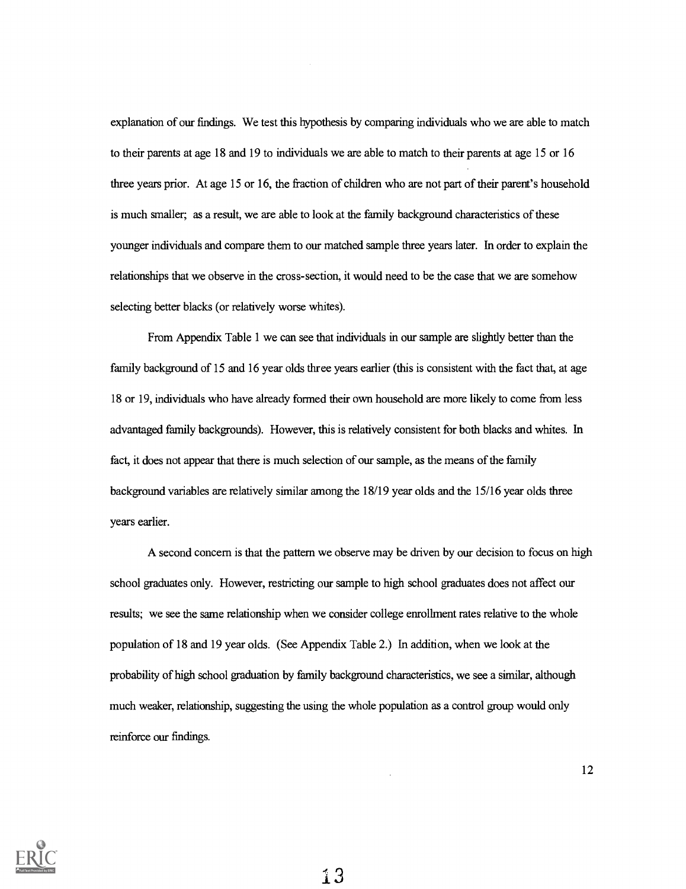explanation of our findings. We test this hypothesis by comparing individuals who we are able to match to their parents at age 18 and 19 to individuals we are able to match to their parents at age 15 or 16 three years prior. At age 15 or 16, the fraction of children who are not part of their parent's household is much smaller; as a result, we are able to look at the family background characteristics of these younger individuals and compare them to our matched sample three years later. In order to explain the relationships that we observe in the cross-section, it would need to be the case that we are somehow selecting better blacks (or relatively worse whites).

From Appendix Table 1 we can see that individuals in our sample are slightly better than the family background of 15 and 16 year olds three years earlier (this is consistent with the fact that, at age 18 or 19, individuals who have already formed their own household are more likely to come from less advantaged family backgrounds). However, this is relatively consistent for both blacks and whites. In fact, it does not appear that there is much selection of our sample, as the means of the family background variables are relatively similar among the 18/19 year olds and the 15/16 year olds three years earlier.

A second concern is that the pattern we observe may be driven by our decision to focus on high school graduates only. However, restricting our sample to high school graduates does not affect our results; we see the same relationship when we consider college enrollment rates relative to the whole population of 18 and 19 year olds. (See Appendix Table 2.) In addition, when we look at the probability of high school graduation by family background characteristics, we see a similar, although much weaker, relationship, suggesting the using the whole population as a control group would only reinforce our findings.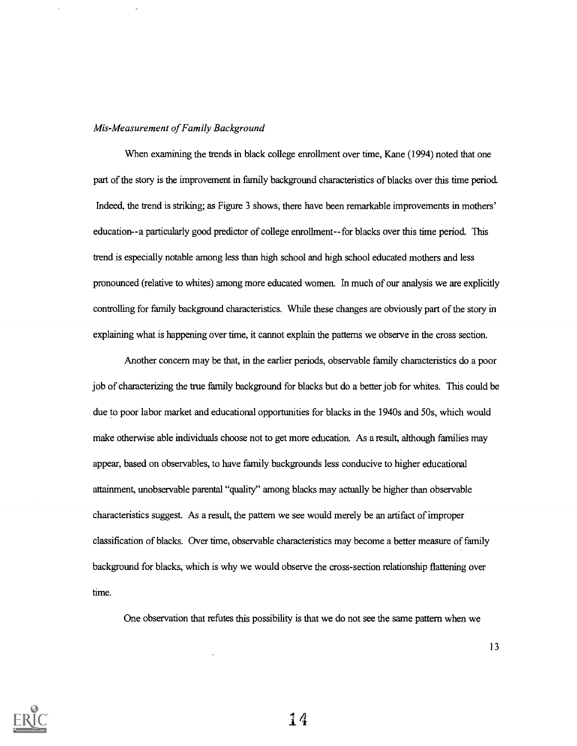*Mis-Measurement of Family Background*

When examining the trends in black college enrollment over time, Kane (1994) noted that one part of the story is the improvement in family background characteristics of blacks over this time period. Indeed, the trend is striking; as Figure 3 shows, there have been remarkable improvements in mothers' education--a particularly good predictor of college enrollment--for blacks over this time period. This trend is especially notable among less than high school and high school educated mothers and less pronounced (relative to whites) among more educated women. In much of our analysis we are explicitly controlling for family background characteristics. While these changes are obviously part of the story in explaining what is happening over time, it cannot explain the patterns we observe in the cross section.

Another concern may be that, in the earlier periods, observable family characteristics do a poor job of characterizing the true family background for blacks but do a better job for whites. This could be due to poor labor market and educational opportunities for blacks in the 1940s and 50s, which would make otherwise able individuals choose not to get more education. As a result, although families may appear, based on observables, to have family backgrounds less conducive to higher educational attainment, unobservable parental "quality" among blacks may actually be higher than observable characteristics suggest. As a result, the pattern we see would merely be an artifact of improper classification of blacks. Over time, observable characteristics may become a better measure of family background for blacks, which is why we would observe the cross-section relationship flattening over time.

One observation that refutes this possibility is that we do not see the same pattern when we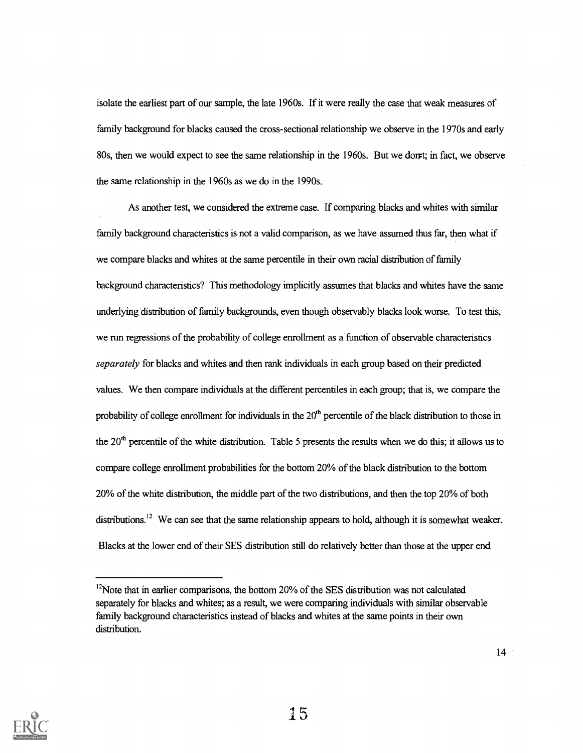isolate the earliest part of our sample, the late 1960s. If it were really the case that weak measures of family background for blacks caused the cross-sectional relationship we observe in the 1970s and early 80s, then we would expect to see the same relationship in the 1960s. But we don't; in fact, we observe the same relationship in the 1960s as we do in the 1990s.

As another test, we considered the extreme case. If comparing blacks and whites with similar family background characteristics is not a valid comparison, as we have assumed thus far, then what if we compare blacks and whites at the same percentile in their own racial distribution of family background characteristics? This methodology implicitly assumes that blacks and whites have the same underlying distribution of family backgrounds, even though observably blacks look worse. To test this, we run regressions of the probability of college enrollment as a function of observable characteristics *separately* for blacks and whites and then rank individuals in each group based on their predicted values. We then compare individuals at the different percentiles in each group; that is, we compare the probability of college enrollment for individuals in the 20th percentile of the black distribution to those in the 20th percentile of the white distribution. Table 5 presents the results when we do this; it allows us to compare college enrollment probabilities for the bottom 20% of the black distribution to the bottom 20% of the white distribution, the middle part of the two distributions, and then the top 20% of both distributions.[12] We can see that the same relationship appears to hold, although it is somewhat weaker. Blacks at the lower end of their SES distribution still do relatively better than those at the upper end

[12]Note that in earlier comparisons, the bottom 20% of the SES distribution was not calculated separately for blacks and whites; as a result, we were comparing individuals with similar observable family background characteristics instead of blacks and whites at the same points in their own distribution.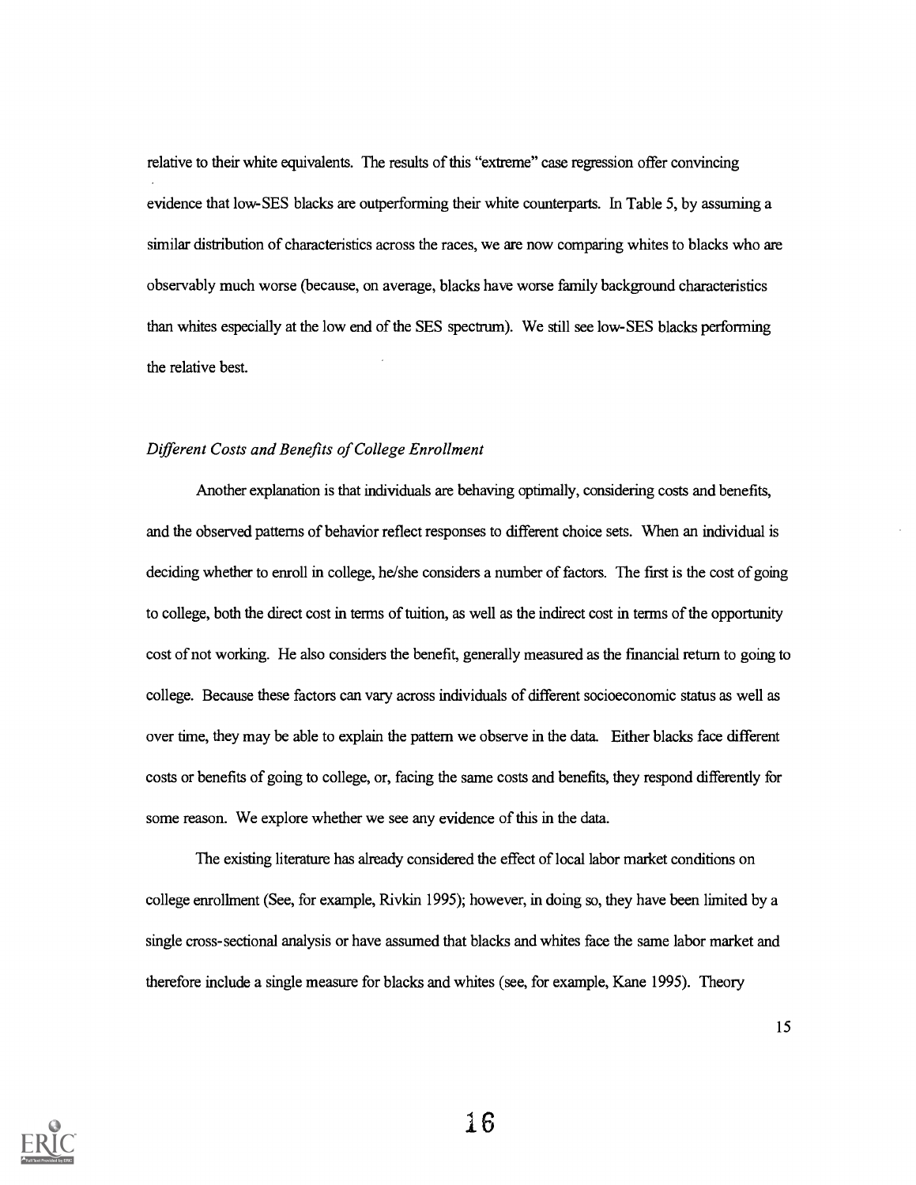relative to their white equivalents. The results of this "extreme" case regression offer convincing evidence that low-SES blacks are outperforming their white counterparts. In Table 5, by assuming a similar distribution of characteristics across the races, we are now comparing whites to blacks who are observably much worse (because, on average, blacks have worse family background characteristics than whites especially at the low end of the SES spectrum). We still see low-SES blacks performing the relative best.

### *Different Costs and Benefits of College Enrollment*

Another explanation is that individuals are behaving optimally, considering costs and benefits, and the observed patterns of behavior reflect responses to different choice sets. When an individual is deciding whether to enroll in college, he/she considers a number of factors. The first is the cost of going to college, both the direct cost in terms of tuition, as well as the indirect cost in terms of the opportunity cost of not working. He also considers the benefit, generally measured as the financial return to going to college. Because these factors can vary across individuals of different socioeconomic status as well as over time, they may be able to explain the pattern we observe in the data. Either blacks face different costs or benefits of going to college, or, facing the same costs and benefits, they respond differently for some reason. We explore whether we see any evidence of this in the data.

The existing literature has already considered the effect of local labor market conditions on college enrollment (See, for example, Rivkin 1995); however, in doing so, they have been limited by a single cross-sectional analysis or have assumed that blacks and whites face the same labor market and therefore include a single measure for blacks and whites (see, for example, Kane 1995). Theory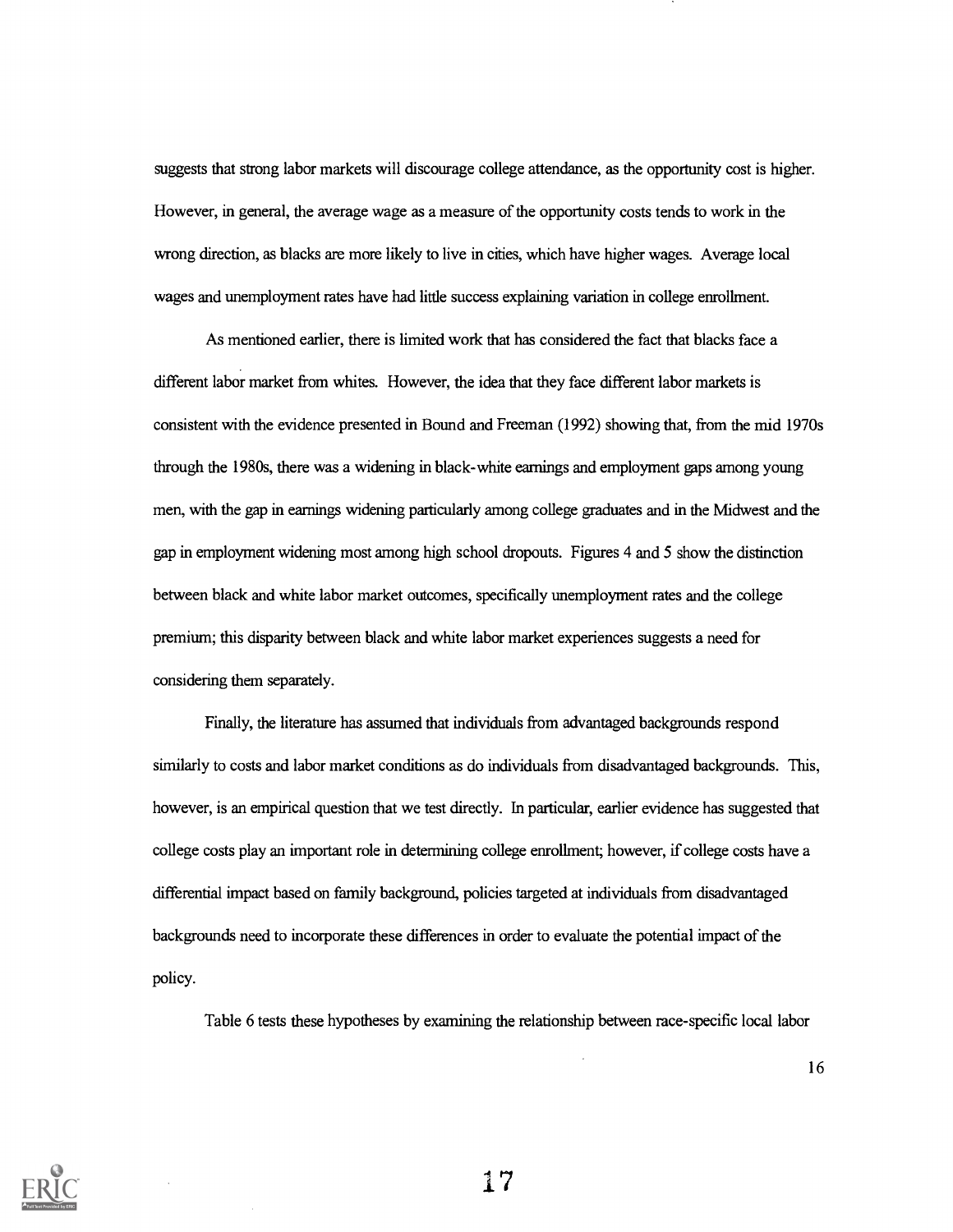suggests that strong labor markets will discourage college attendance, as the opportunity cost is higher. However, in general, the average wage as a measure of the opportunity costs tends to work in the wrong direction, as blacks are more likely to live in cities, which have higher wages. Average local wages and unemployment rates have had little success explaining variation in college enrollment.

As mentioned earlier, there is limited work that has considered the fact that blacks face a different labor market from whites. However, the idea that they face different labor markets is consistent with the evidence presented in Bound and Freeman (1992) showing that, from the mid 1970s through the 1980s, there was a widening in black-white earnings and employment gaps among young men, with the gap in earnings widening particularly among college graduates and in the Midwest and the gap in employment widening most among high school dropouts. Figures 4 and 5 show the distinction between black and white labor market outcomes, specifically unemployment rates and the college premium; this disparity between black and white labor market experiences suggests a need for considering them separately.

Finally, the literature has assumed that individuals from advantaged backgrounds respond similarly to costs and labor market conditions as do individuals from disadvantaged backgrounds. This, however, is an empirical question that we test directly. In particular, earlier evidence has suggested that college costs play an important role in determining college enrollment; however, if college costs have a differential impact based on family background, policies targeted at individuals from disadvantaged backgrounds need to incorporate these differences in order to evaluate the potential impact of the policy.

Table 6 tests these hypotheses by examining the relationship between race-specific local labor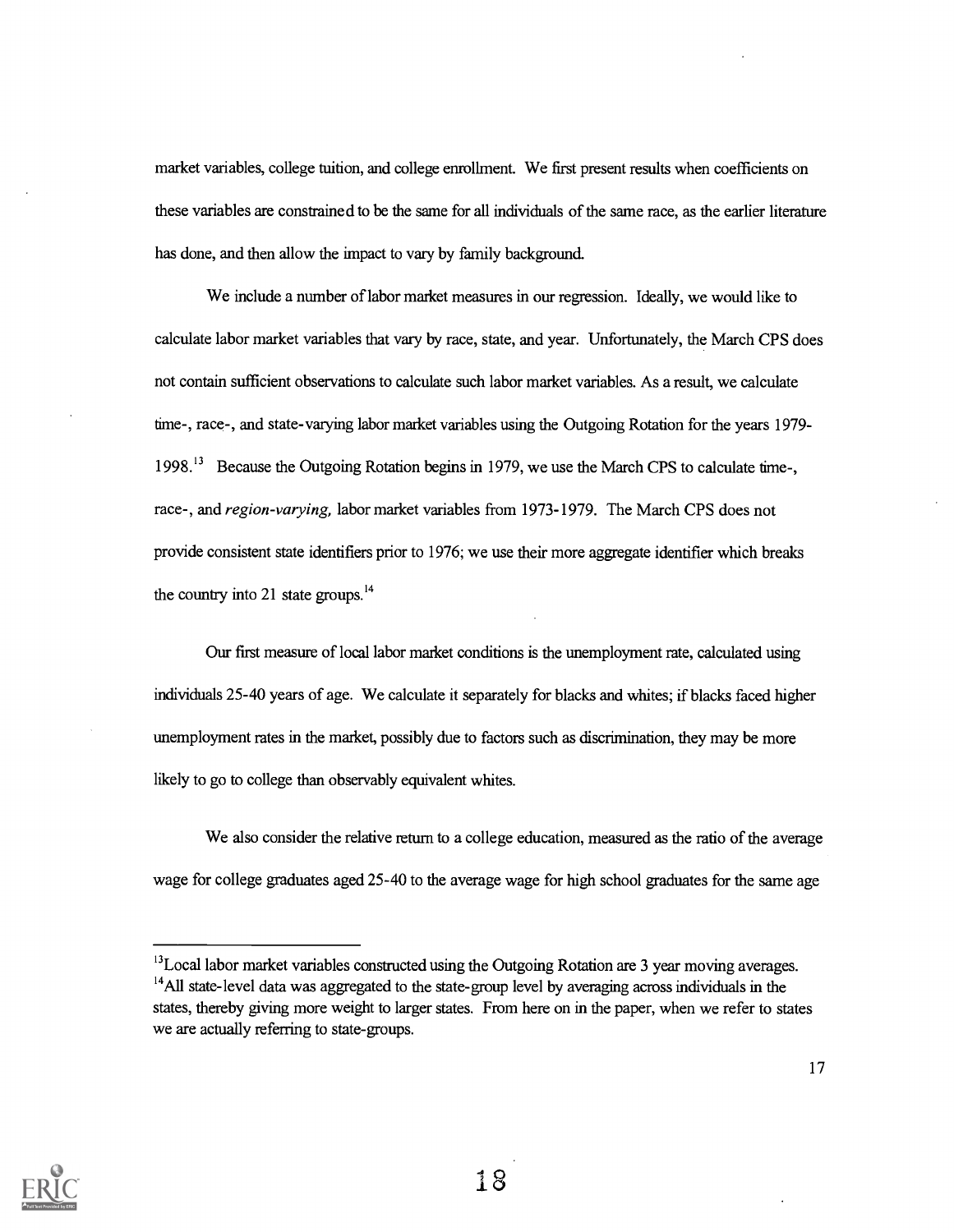market variables, college tuition, and college enrollment. We first present results when coefficients on these variables are constrained to be the same for all individuals of the same race, as the earlier literature has done, and then allow the impact to vary by family background.

We include a number of labor market measures in our regression. Ideally, we would like to calculate labor market variables that vary by race, state, and year. Unfortunately, the March CPS does not contain sufficient observations to calculate such labor market variables. As a result, we calculate time-, race-, and state-varying labor market variables using the Outgoing Rotation for the years 1979-1998.[13] Because the Outgoing Rotation begins in 1979, we use the March CPS to calculate time-, race-, and *region-varying,* labor market variables from 1973-1979. The March CPS does not provide consistent state identifiers prior to 1976; we use their more aggregate identifier which breaks the country into 21 state groups.[14]

Our first measure of local labor market conditions is the unemployment rate, calculated using individuals 25-40 years of age. We calculate it separately for blacks and whites; if blacks faced higher unemployment rates in the market, possibly due to factors such as discrimination, they may be more likely to go to college than observably equivalent whites.

We also consider the relative return to a college education, measured as the ratio of the average wage for college graduates aged 25-40 to the average wage for high school graduates for the same age

---

[13]Local labor market variables constructed using the Outgoing Rotation are 3 year moving averages.
[14]All state-level data was aggregated to the state-group level by averaging across individuals in the states, thereby giving more weight to larger states. From here on in the paper, when we refer to states we are actually referring to state-groups.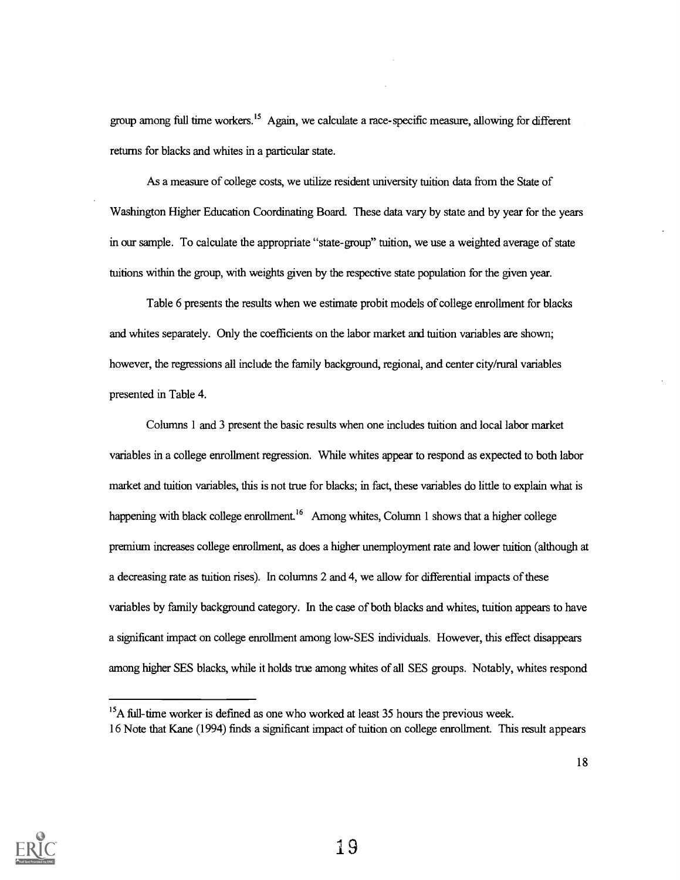group among full time workers.[15] Again, we calculate a race-specific measure, allowing for different returns for blacks and whites in a particular state.

As a measure of college costs, we utilize resident university tuition data from the State of Washington Higher Education Coordinating Board. These data vary by state and by year for the years in our sample. To calculate the appropriate "state-group" tuition, we use a weighted average of state tuitions within the group, with weights given by the respective state population for the given year.

Table 6 presents the results when we estimate probit models of college enrollment for blacks and whites separately. Only the coefficients on the labor market and tuition variables are shown; however, the regressions all include the family background, regional, and center city/rural variables presented in Table 4.

Columns 1 and 3 present the basic results when one includes tuition and local labor market variables in a college enrollment regression. While whites appear to respond as expected to both labor market and tuition variables, this is not true for blacks; in fact, these variables do little to explain what is happening with black college enrollment.[16] Among whites, Column 1 shows that a higher college premium increases college enrollment, as does a higher unemployment rate and lower tuition (although at a decreasing rate as tuition rises). In columns 2 and 4, we allow for differential impacts of these variables by family background category. In the case of both blacks and whites, tuition appears to have a significant impact on college enrollment among low-SES individuals. However, this effect disappears among higher SES blacks, while it holds true among whites of all SES groups. Notably, whites respond

[15] A full-time worker is defined as one who worked at least 35 hours the previous week.

[16] Note that Kane (1994) finds a significant impact of tuition on college enrollment. This result appears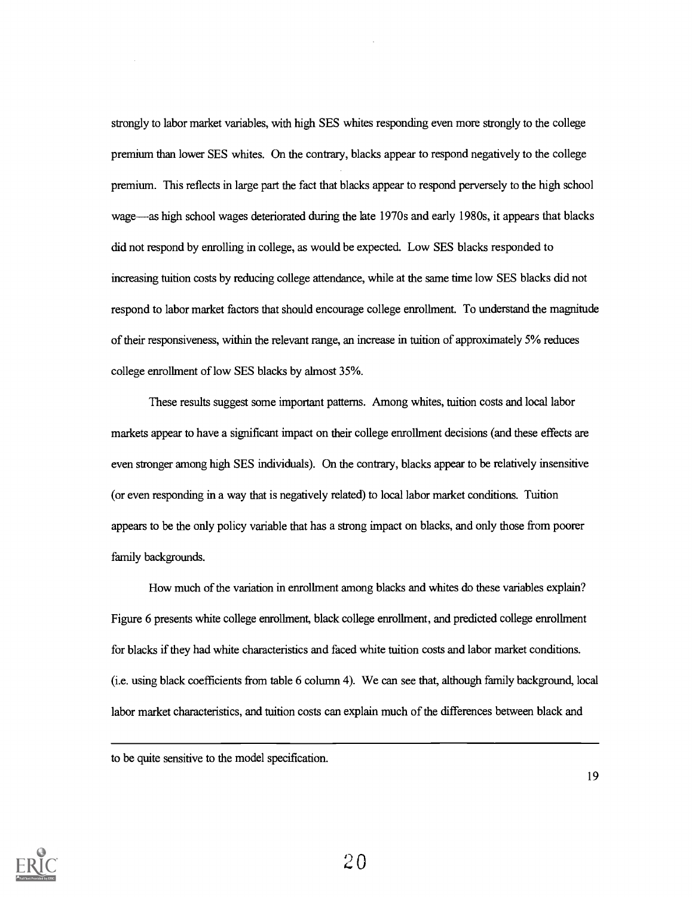strongly to labor market variables, with high SES whites responding even more strongly to the college premium than lower SES whites. On the contrary, blacks appear to respond negatively to the college premium. This reflects in large part the fact that blacks appear to respond perversely to the high school wage—as high school wages deteriorated during the late 1970s and early 1980s, it appears that blacks did not respond by enrolling in college, as would be expected. Low SES blacks responded to increasing tuition costs by reducing college attendance, while at the same time low SES blacks did not respond to labor market factors that should encourage college enrollment. To understand the magnitude of their responsiveness, within the relevant range, an increase in tuition of approximately 5% reduces college enrollment of low SES blacks by almost 35%.

These results suggest some important patterns. Among whites, tuition costs and local labor markets appear to have a significant impact on their college enrollment decisions (and these effects are even stronger among high SES individuals). On the contrary, blacks appear to be relatively insensitive (or even responding in a way that is negatively related) to local labor market conditions. Tuition appears to be the only policy variable that has a strong impact on blacks, and only those from poorer family backgrounds.

How much of the variation in enrollment among blacks and whites do these variables explain? Figure 6 presents white college enrollment, black college enrollment, and predicted college enrollment for blacks if they had white characteristics and faced white tuition costs and labor market conditions. (i.e. using black coefficients from table 6 column 4). We can see that, although family background, local labor market characteristics, and tuition costs can explain much of the differences between black and

---

to be quite sensitive to the model specification.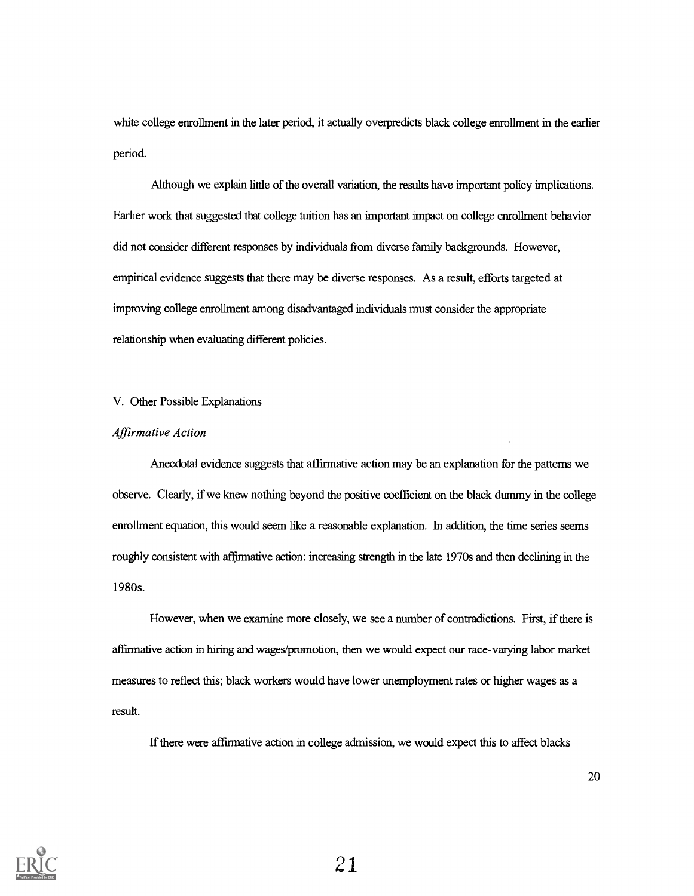white college enrollment in the later period, it actually overpredicts black college enrollment in the earlier period.

Although we explain little of the overall variation, the results have important policy implications. Earlier work that suggested that college tuition has an important impact on college enrollment behavior did not consider different responses by individuals from diverse family backgrounds. However, empirical evidence suggests that there may be diverse responses. As a result, efforts targeted at improving college enrollment among disadvantaged individuals must consider the appropriate relationship when evaluating different policies.

## V. Other Possible Explanations

### *Affirmative Action*

Anecdotal evidence suggests that affirmative action may be an explanation for the patterns we observe. Clearly, if we knew nothing beyond the positive coefficient on the black dummy in the college enrollment equation, this would seem like a reasonable explanation. In addition, the time series seems roughly consistent with affirmative action: increasing strength in the late 1970s and then declining in the 1980s.

However, when we examine more closely, we see a number of contradictions. First, if there is affirmative action in hiring and wages/promotion, then we would expect our race-varying labor market measures to reflect this; black workers would have lower unemployment rates or higher wages as a result.

If there were affirmative action in college admission, we would expect this to affect blacks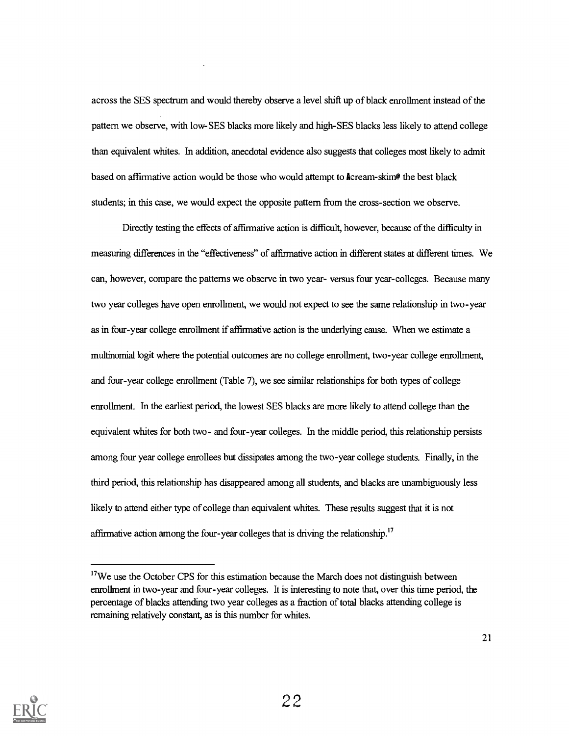across the SES spectrum and would thereby observe a level shift up of black enrollment instead of the pattern we observe, with low-SES blacks more likely and high-SES blacks less likely to attend college than equivalent whites. In addition, anecdotal evidence also suggests that colleges most likely to admit based on affirmative action would be those who would attempt to "cream-skim" the best black students; in this case, we would expect the opposite pattern from the cross-section we observe.

Directly testing the effects of affirmative action is difficult, however, because of the difficulty in measuring differences in the "effectiveness" of affirmative action in different states at different times. We can, however, compare the patterns we observe in two year- versus four year-colleges. Because many two year colleges have open enrollment, we would not expect to see the same relationship in two-year as in four-year college enrollment if affirmative action is the underlying cause. When we estimate a multinomial logit where the potential outcomes are no college enrollment, two-year college enrollment, and four-year college enrollment (Table 7), we see similar relationships for both types of college enrollment. In the earliest period, the lowest SES blacks are more likely to attend college than the equivalent whites for both two- and four-year colleges. In the middle period, this relationship persists among four year college enrollees but dissipates among the two-year college students. Finally, in the third period, this relationship has disappeared among all students, and blacks are unambiguously less likely to attend either type of college than equivalent whites. These results suggest that it is not affirmative action among the four-year colleges that is driving the relationship.[17]

[17]We use the October CPS for this estimation because the March does not distinguish between enrollment in two-year and four-year colleges. It is interesting to note that, over this time period, the percentage of blacks attending two year colleges as a fraction of total blacks attending college is remaining relatively constant, as is this number for whites.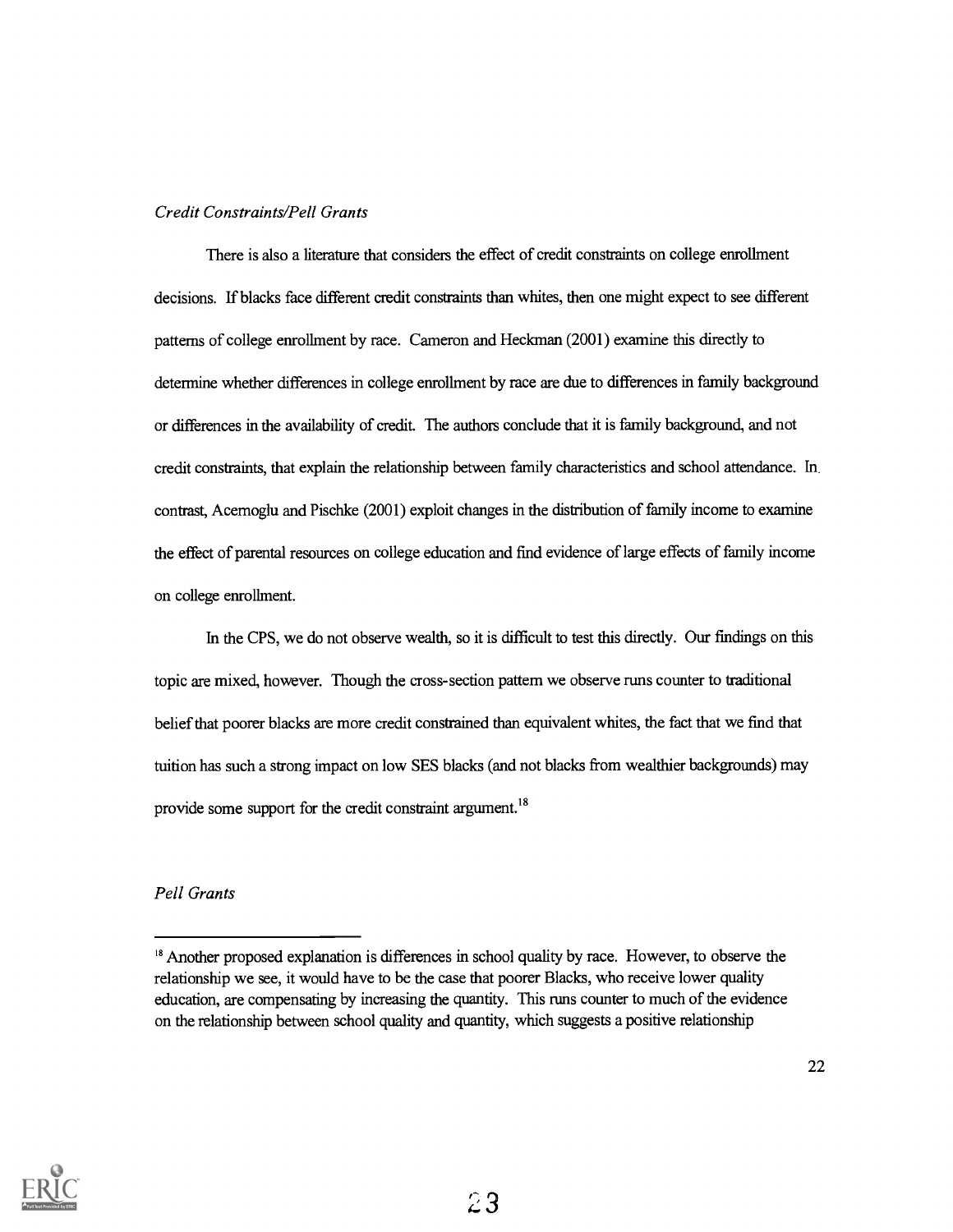*Credit Constraints/Pell Grants*

There is also a literature that considers the effect of credit constraints on college enrollment decisions. If blacks face different credit constraints than whites, then one might expect to see different patterns of college enrollment by race. Cameron and Heckman (2001) examine this directly to determine whether differences in college enrollment by race are due to differences in family background or differences in the availability of credit. The authors conclude that it is family background, and not credit constraints, that explain the relationship between family characteristics and school attendance. In contrast, Acemoglu and Pischke (2001) exploit changes in the distribution of family income to examine the effect of parental resources on college education and find evidence of large effects of family income on college enrollment.

In the CPS, we do not observe wealth, so it is difficult to test this directly. Our findings on this topic are mixed, however. Though the cross-section pattern we observe runs counter to traditional belief that poorer blacks are more credit constrained than equivalent whites, the fact that we find that tuition has such a strong impact on low SES blacks (and not blacks from wealthier backgrounds) may provide some support for the credit constraint argument.[18]

*Pell Grants*

---

[18] Another proposed explanation is differences in school quality by race. However, to observe the relationship we see, it would have to be the case that poorer Blacks, who receive lower quality education, are compensating by increasing the quantity. This runs counter to much of the evidence on the relationship between school quality and quantity, which suggests a positive relationship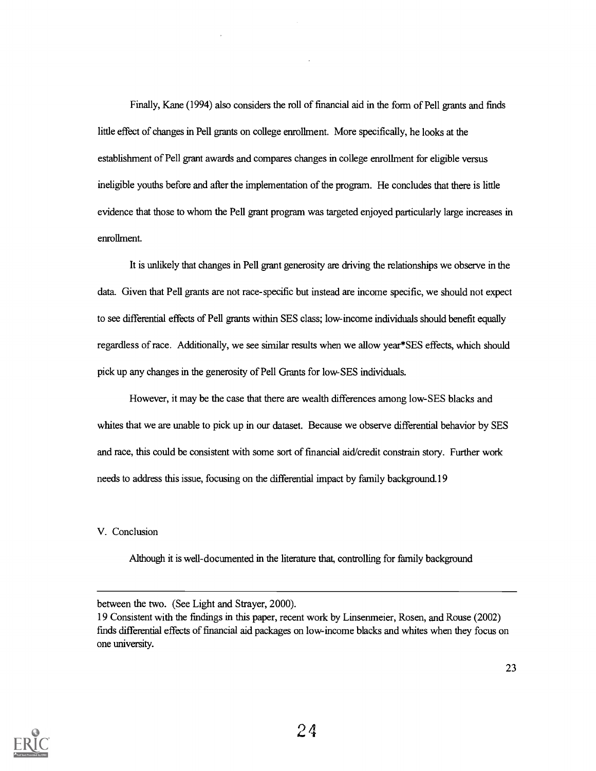Finally, Kane (1994) also considers the roll of financial aid in the form of Pell grants and finds little effect of changes in Pell grants on college enrollment. More specifically, he looks at the establishment of Pell grant awards and compares changes in college enrollment for eligible versus ineligible youths before and after the implementation of the program. He concludes that there is little evidence that those to whom the Pell grant program was targeted enjoyed particularly large increases in enrollment.

It is unlikely that changes in Pell grant generosity are driving the relationships we observe in the data. Given that Pell grants are not race-specific but instead are income specific, we should not expect to see differential effects of Pell grants within SES class; low-income individuals should benefit equally regardless of race. Additionally, we see similar results when we allow year*SES effects, which should pick up any changes in the generosity of Pell Grants for low-SES individuals.

However, it may be the case that there are wealth differences among low-SES blacks and whites that we are unable to pick up in our dataset. Because we observe differential behavior by SES and race, this could be consistent with some sort of financial aid/credit constrain story. Further work needs to address this issue, focusing on the differential impact by family background.[19]

V. Conclusion

Although it is well-documented in the literature that, controlling for family background

---

between the two. (See Light and Strayer, 2000).

19 Consistent with the findings in this paper, recent work by Linsenmeier, Rosen, and Rouse (2002) finds differential effects of financial aid packages on low-income blacks and whites when they focus on one university.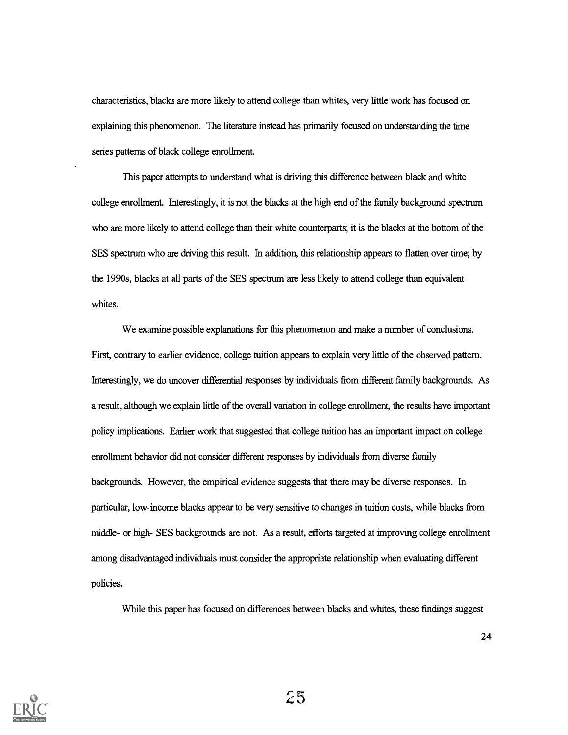characteristics, blacks are more likely to attend college than whites, very little work has focused on explaining this phenomenon. The literature instead has primarily focused on understanding the time series patterns of black college enrollment.

This paper attempts to understand what is driving this difference between black and white college enrollment. Interestingly, it is not the blacks at the high end of the family background spectrum who are more likely to attend college than their white counterparts; it is the blacks at the bottom of the SES spectrum who are driving this result. In addition, this relationship appears to flatten over time; by the 1990s, blacks at all parts of the SES spectrum are less likely to attend college than equivalent whites.

We examine possible explanations for this phenomenon and make a number of conclusions. First, contrary to earlier evidence, college tuition appears to explain very little of the observed pattern. Interestingly, we do uncover differential responses by individuals from different family backgrounds. As a result, although we explain little of the overall variation in college enrollment, the results have important policy implications. Earlier work that suggested that college tuition has an important impact on college enrollment behavior did not consider different responses by individuals from diverse family backgrounds. However, the empirical evidence suggests that there may be diverse responses. In particular, low-income blacks appear to be very sensitive to changes in tuition costs, while blacks from middle- or high- SES backgrounds are not. As a result, efforts targeted at improving college enrollment among disadvantaged individuals must consider the appropriate relationship when evaluating different policies.

While this paper has focused on differences between blacks and whites, these findings suggest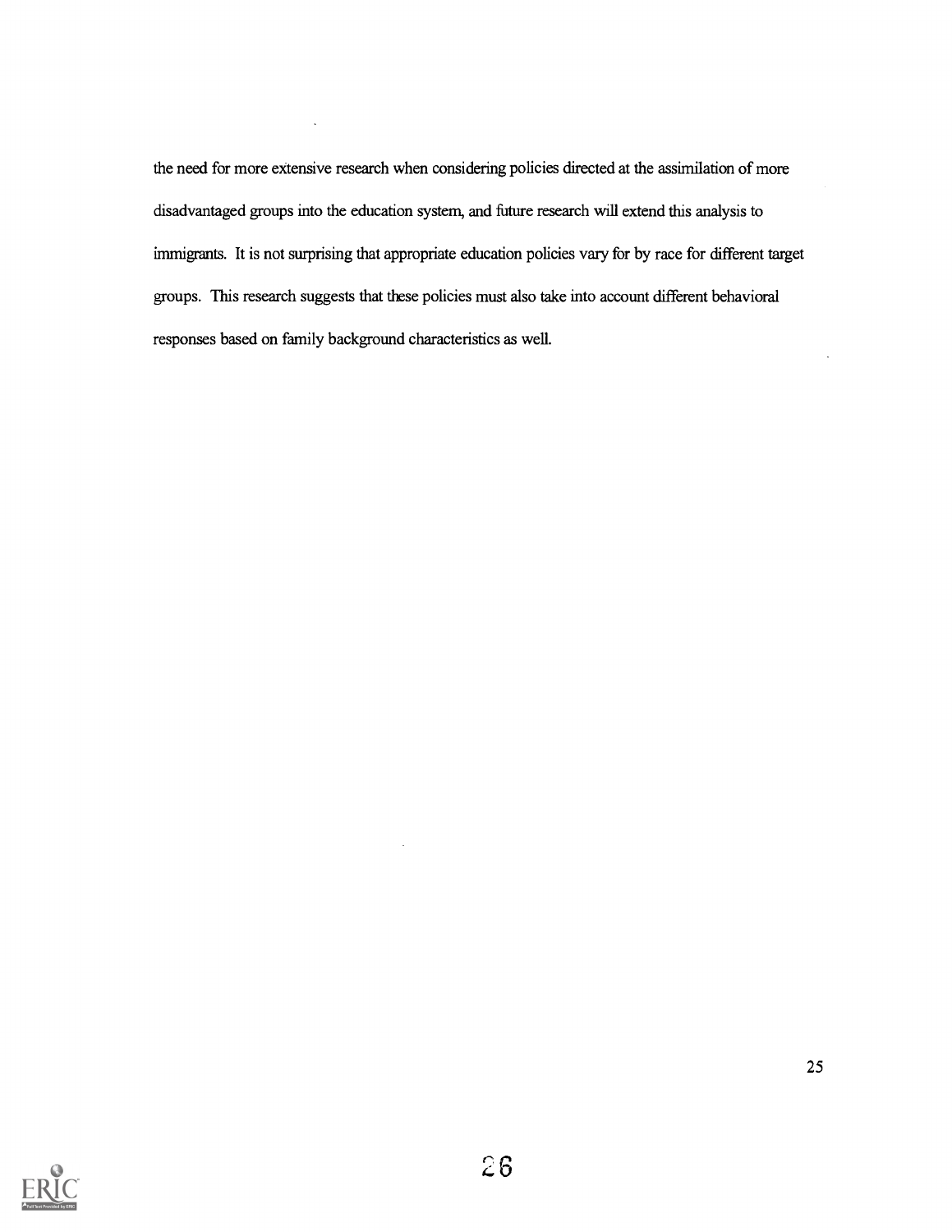the need for more extensive research when considering policies directed at the assimilation of more disadvantaged groups into the education system, and future research will extend this analysis to immigrants. It is not surprising that appropriate education policies vary for by race for different target groups. This research suggests that these policies must also take into account different behavioral responses based on family background characteristics as well.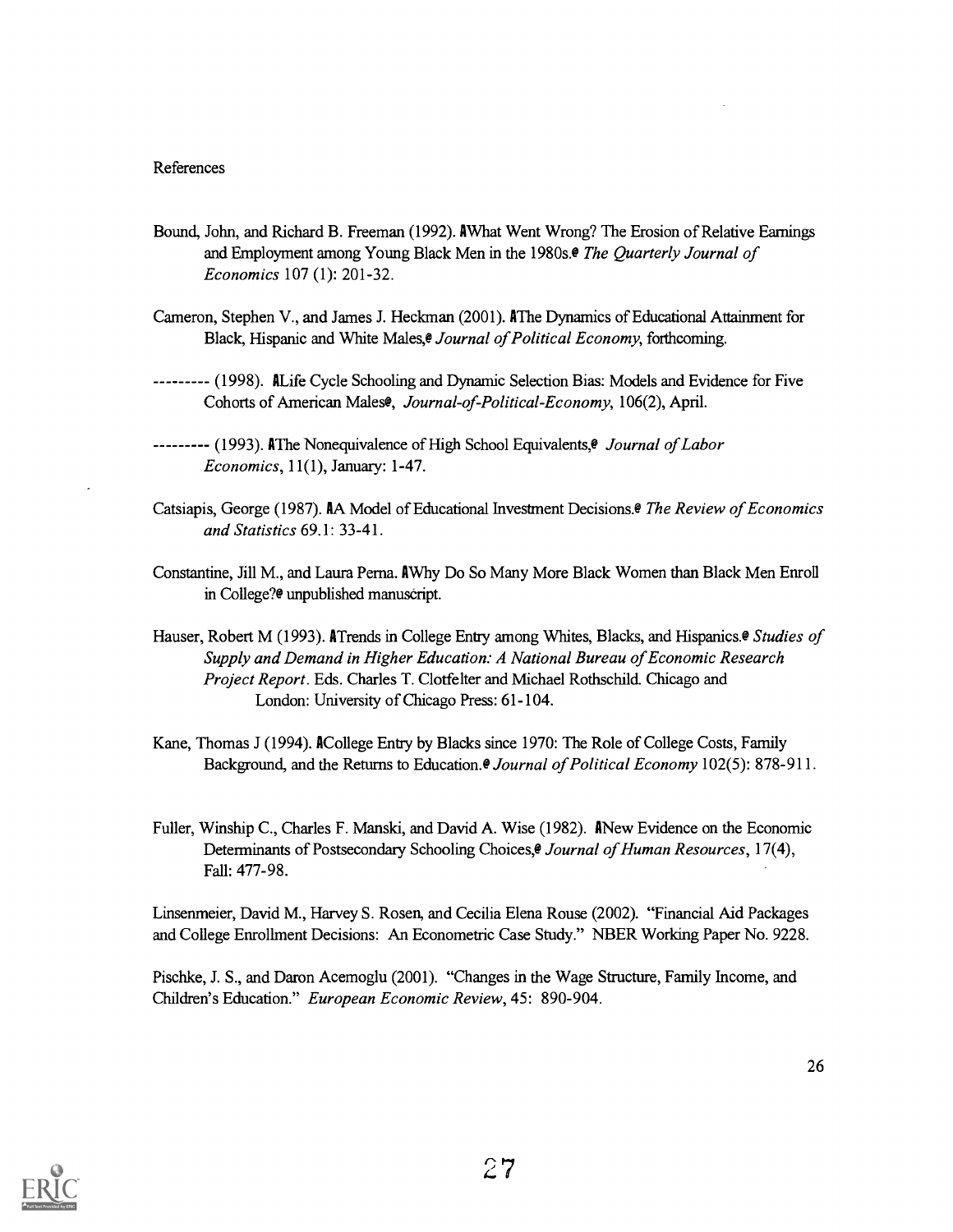References

Bound, John, and Richard B. Freeman (1992). ÅWhat Went Wrong? The Erosion of Relative Earnings and Employment among Young Black Men in the 1980s.@ *The Quarterly Journal of Economics* 107 (1): 201-32.

Cameron, Stephen V., and James J. Heckman (2001). ÅThe Dynamics of Educational Attainment for Black, Hispanic and White Males,@ *Journal of Political Economy*, forthcoming.

--------- (1998). ÅLife Cycle Schooling and Dynamic Selection Bias: Models and Evidence for Five Cohorts of American Males@, *Journal-of-Political-Economy*, 106(2), April.

--------- (1993). ÅThe Nonequivalence of High School Equivalents,@ *Journal of Labor Economics*, 11(1), January: 1-47.

Catsiapis, George (1987). ÅA Model of Educational Investment Decisions.@ *The Review of Economics and Statistics* 69.1: 33-41.

Constantine, Jill M., and Laura Perna. ÅWhy Do So Many More Black Women than Black Men Enroll in College?@ unpublished manuscript.

Hauser, Robert M (1993). ÅTrends in College Entry among Whites, Blacks, and Hispanics.@ *Studies of Supply and Demand in Higher Education: A National Bureau of Economic Research Project Report*. Eds. Charles T. Clotfelter and Michael Rothschild. Chicago and London: University of Chicago Press: 61-104.

Kane, Thomas J (1994). ÅCollege Entry by Blacks since 1970: The Role of College Costs, Family Background, and the Returns to Education.@ *Journal of Political Economy* 102(5): 878-911.

Fuller, Winship C., Charles F. Manski, and David A. Wise (1982). ÅNew Evidence on the Economic Determinants of Postsecondary Schooling Choices,@ *Journal of Human Resources*, 17(4), Fall: 477-98.

Linsenmeier, David M., Harvey S. Rosen, and Cecilia Elena Rouse (2002). "Financial Aid Packages and College Enrollment Decisions: An Econometric Case Study." NBER Working Paper No. 9228.

Pischke, J. S., and Daron Acemoglu (2001). "Changes in the Wage Structure, Family Income, and Children's Education." *European Economic Review*, 45: 890-904.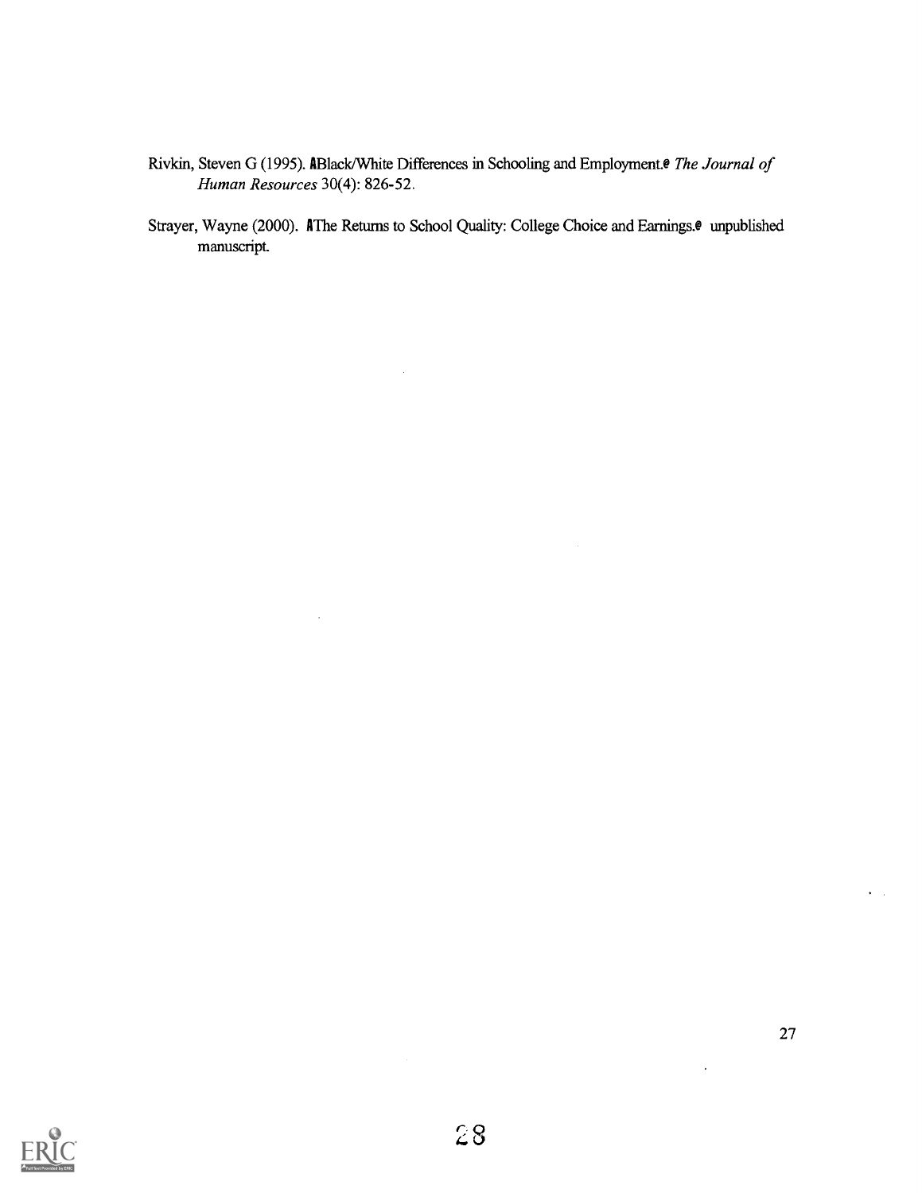Rivkin, Steven G (1995). ABlack/White Differences in Schooling and Employment.@ *The Journal of Human Resources* 30(4): 826-52.

Strayer, Wayne (2000). AThe Returns to School Quality: College Choice and Earnings.@ unpublished manuscript.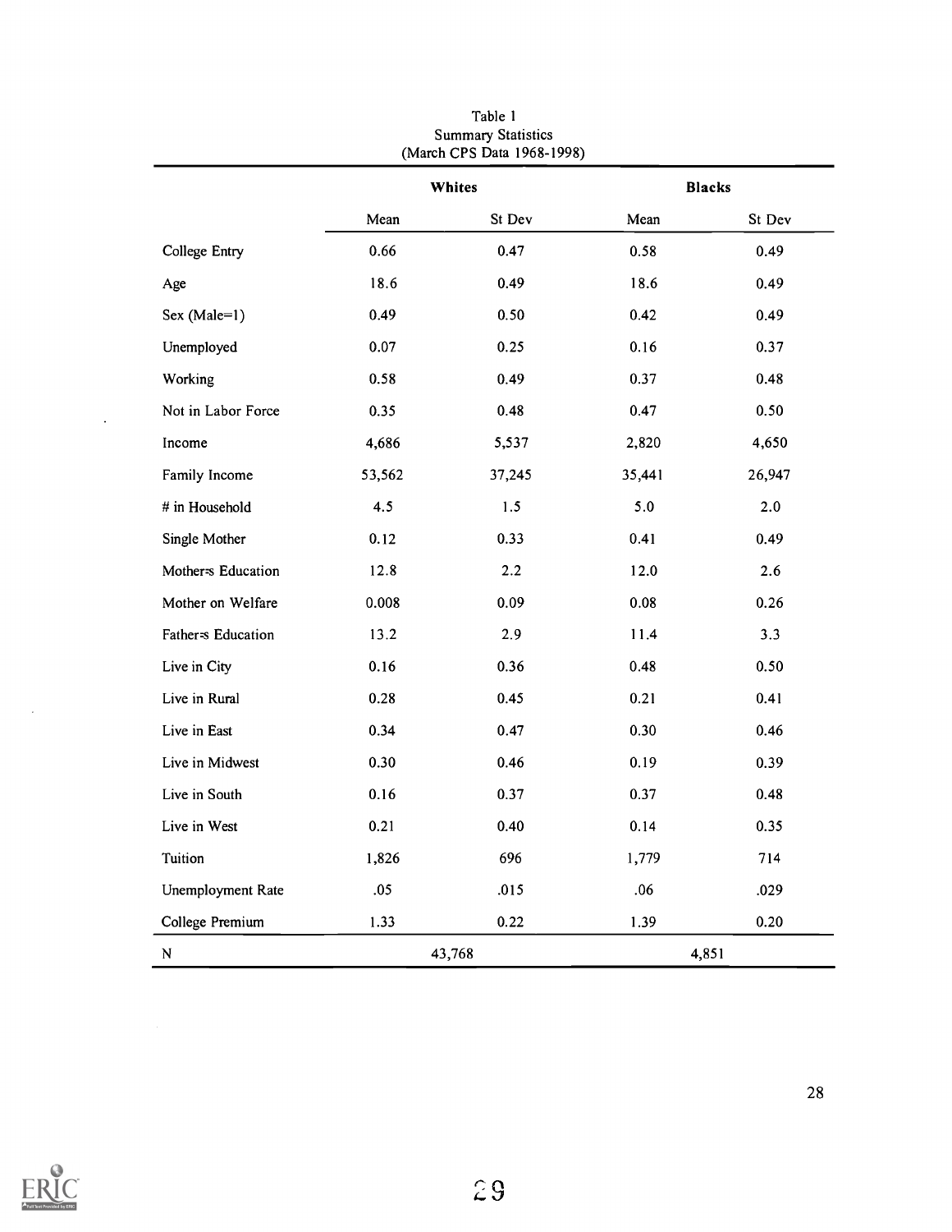Table 1
Summary Statistics
(March CPS Data 1968-1998)

| | Whites | | Blacks | |
|---|---|---|---|---|
| | Mean | St Dev | Mean | St Dev |
| College Entry | 0.66 | 0.47 | 0.58 | 0.49 |
| Age | 18.6 | 0.49 | 18.6 | 0.49 |
| Sex (Male=1) | 0.49 | 0.50 | 0.42 | 0.49 |
| Unemployed | 0.07 | 0.25 | 0.16 | 0.37 |
| Working | 0.58 | 0.49 | 0.37 | 0.48 |
| Not in Labor Force | 0.35 | 0.48 | 0.47 | 0.50 |
| Income | 4,686 | 5,537 | 2,820 | 4,650 |
| Family Income | 53,562 | 37,245 | 35,441 | 26,947 |
| # in Household | 4.5 | 1.5 | 5.0 | 2.0 |
| Single Mother | 0.12 | 0.33 | 0.41 | 0.49 |
| Mothers Education | 12.8 | 2.2 | 12.0 | 2.6 |
| Mother on Welfare | 0.008 | 0.09 | 0.08 | 0.26 |
| Fathers Education | 13.2 | 2.9 | 11.4 | 3.3 |
| Live in City | 0.16 | 0.36 | 0.48 | 0.50 |
| Live in Rural | 0.28 | 0.45 | 0.21 | 0.41 |
| Live in East | 0.34 | 0.47 | 0.30 | 0.46 |
| Live in Midwest | 0.30 | 0.46 | 0.19 | 0.39 |
| Live in South | 0.16 | 0.37 | 0.37 | 0.48 |
| Live in West | 0.21 | 0.40 | 0.14 | 0.35 |
| Tuition | 1,826 | 696 | 1,779 | 714 |
| Unemployment Rate | .05 | .015 | .06 | .029 |
| College Premium | 1.33 | 0.22 | 1.39 | 0.20 |
| N | 43,768 | | 4,851 | |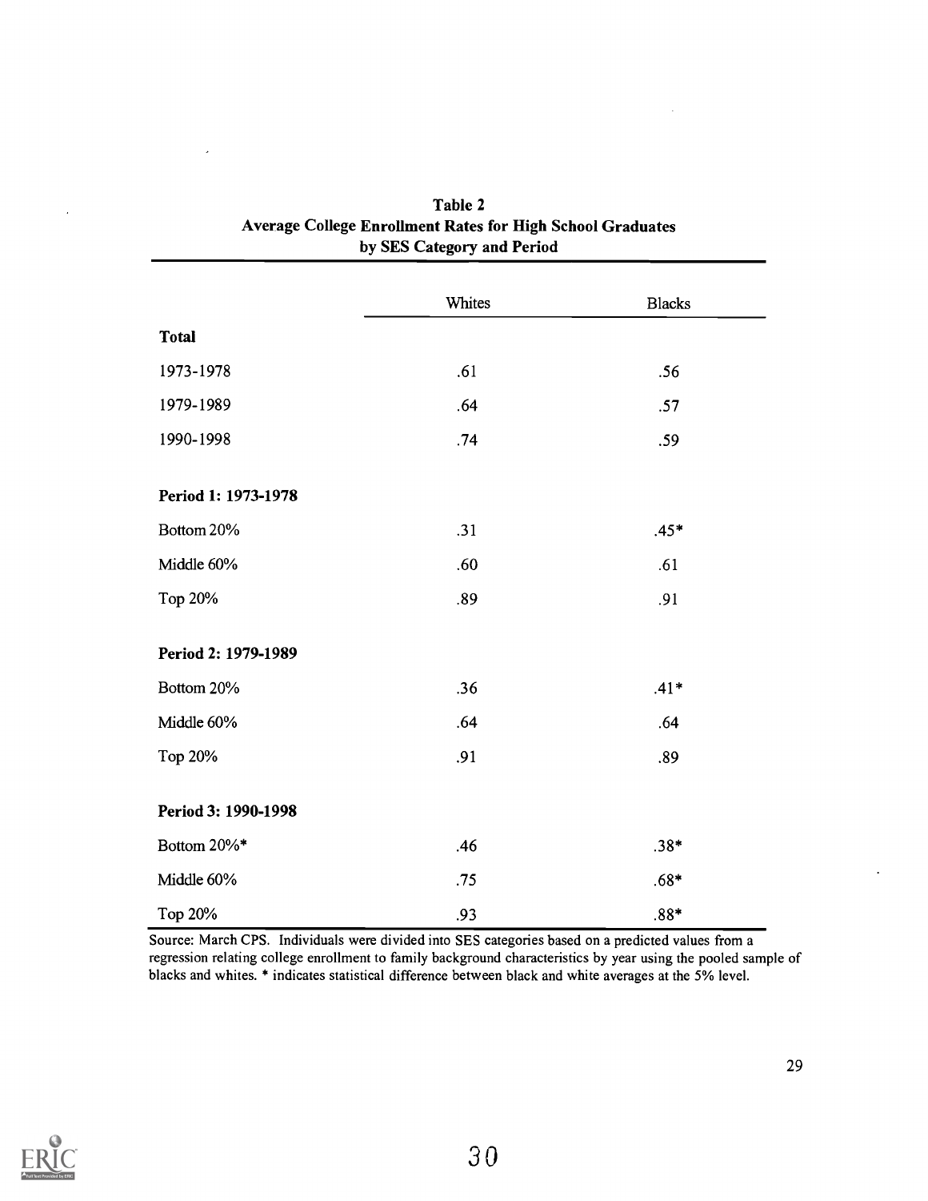**Table 2**
**Average College Enrollment Rates for High School Graduates by SES Category and Period**

| | Whites | Blacks |
|---|---|---|
| **Total** | | |
| 1973-1978 | .61 | .56 |
| 1979-1989 | .64 | .57 |
| 1990-1998 | .74 | .59 |
| **Period 1: 1973-1978** | | |
| Bottom 20% | .31 | .45* |
| Middle 60% | .60 | .61 |
| Top 20% | .89 | .91 |
| **Period 2: 1979-1989** | | |
| Bottom 20% | .36 | .41* |
| Middle 60% | .64 | .64 |
| Top 20% | .91 | .89 |
| **Period 3: 1990-1998** | | |
| Bottom 20%* | .46 | .38* |
| Middle 60% | .75 | .68* |
| Top 20% | .93 | .88* |

Source: March CPS. Individuals were divided into SES categories based on a predicted values from a regression relating college enrollment to family background characteristics by year using the pooled sample of blacks and whites. * indicates statistical difference between black and white averages at the 5% level.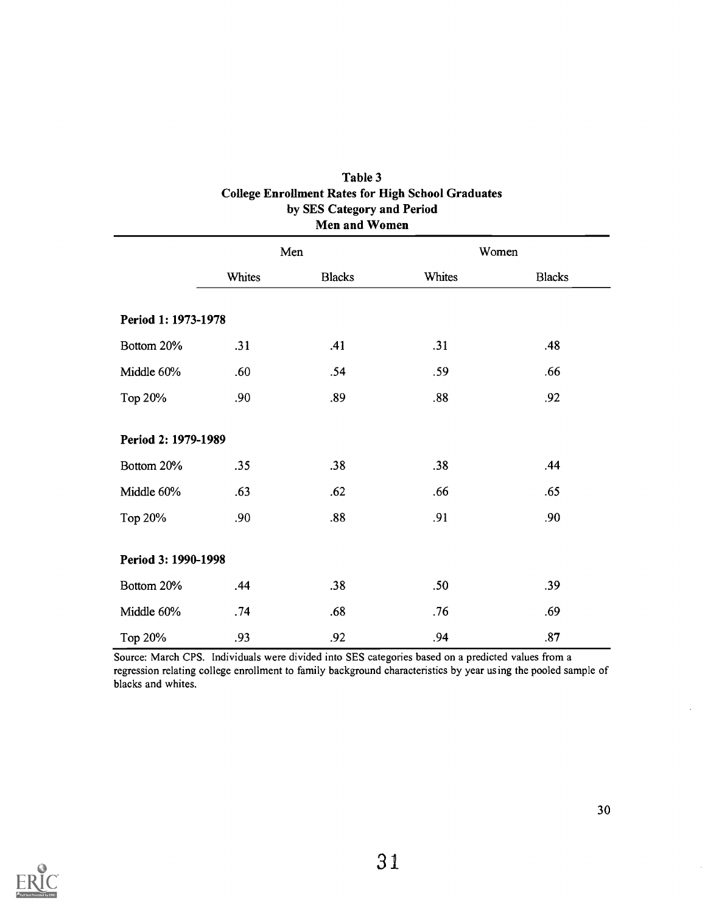**Table 3**
**College Enrollment Rates for High School Graduates by SES Category and Period**
**Men and Women**

| | Men | | Women | |
|---|---|---|---|---|
| | Whites | Blacks | Whites | Blacks |
| **Period 1: 1973-1978** | | | | |
| Bottom 20% | .31 | .41 | .31 | .48 |
| Middle 60% | .60 | .54 | .59 | .66 |
| Top 20% | .90 | .89 | .88 | .92 |
| **Period 2: 1979-1989** | | | | |
| Bottom 20% | .35 | .38 | .38 | .44 |
| Middle 60% | .63 | .62 | .66 | .65 |
| Top 20% | .90 | .88 | .91 | .90 |
| **Period 3: 1990-1998** | | | | |
| Bottom 20% | .44 | .38 | .50 | .39 |
| Middle 60% | .74 | .68 | .76 | .69 |
| Top 20% | .93 | .92 | .94 | .87 |

Source: March CPS. Individuals were divided into SES categories based on a predicted values from a regression relating college enrollment to family background characteristics by year using the pooled sample of blacks and whites.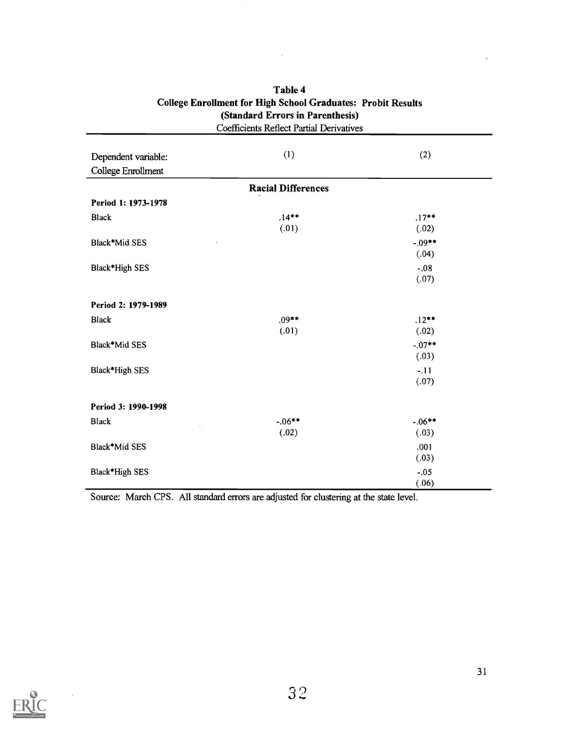**Table 4**
**College Enrollment for High School Graduates: Probit Results**
**(Standard Errors in Parenthesis)**
Coefficients Reflect Partial Derivatives

| Dependent variable: College Enrollment | (1) | (2) |
|---|---|---|
| | **Racial Differences** | |
| **Period 1: 1973-1978** | | |
| Black | .14** | .17** |
| | (.01) | (.02) |
| Black*Mid SES | | -.09** |
| | | (.04) |
| Black*High SES | | -.08 |
| | | (.07) |
| **Period 2: 1979-1989** | | |
| Black | .09** | .12** |
| | (.01) | (.02) |
| Black*Mid SES | | -.07** |
| | | (.03) |
| Black*High SES | | -.11 |
| | | (.07) |
| **Period 3: 1990-1998** | | |
| Black | -.06** | -.06** |
| | (.02) | (.03) |
| Black*Mid SES | | .001 |
| | | (.03) |
| Black*High SES | | -.05 |
| | | (.06) |

Source: March CPS. All standard errors are adjusted for clustering at the state level.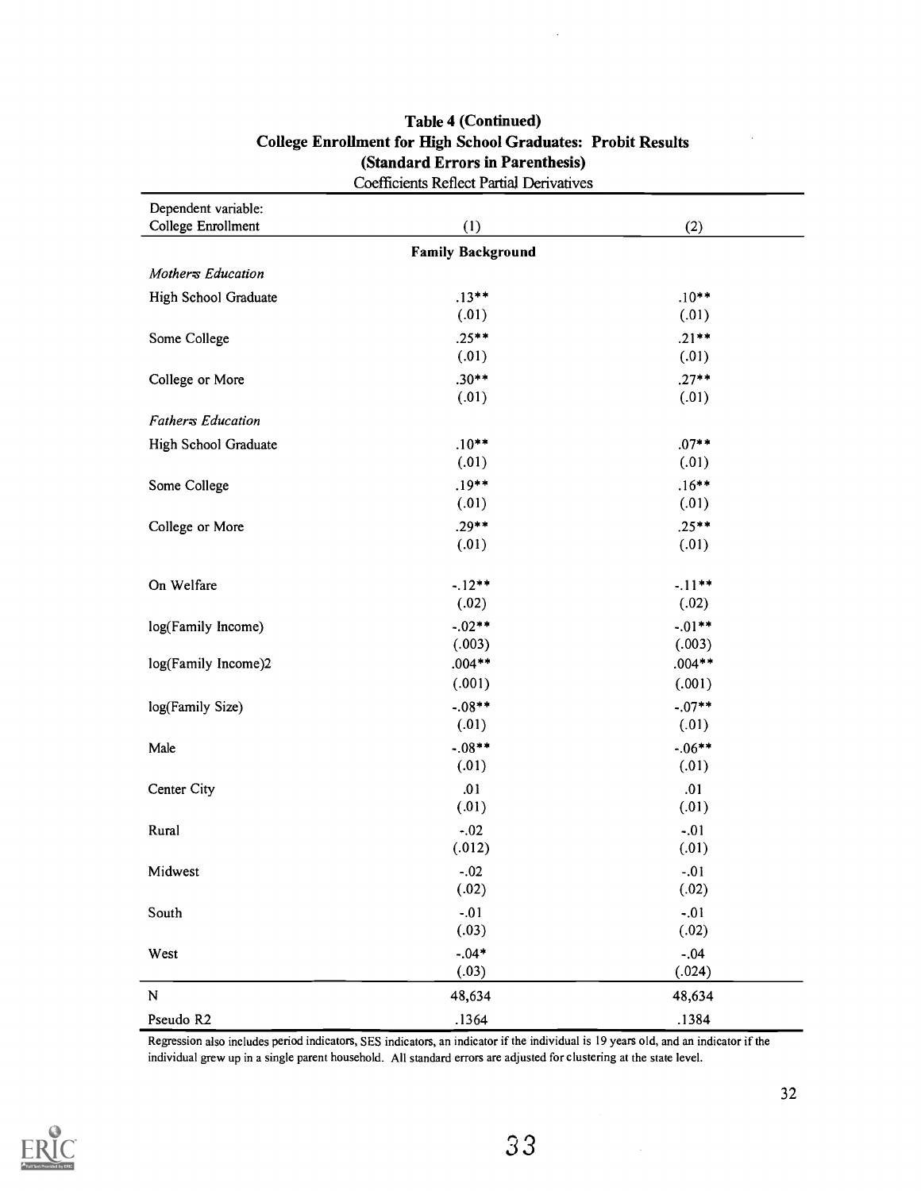# Table 4 (Continued)
## College Enrollment for High School Graduates: Probit Results
### (Standard Errors in Parenthesis)

Coefficients Reflect Partial Derivatives

| Dependent variable: College Enrollment | (1) | (2) |
|---|---|---|
| | **Family Background** | |
| *Mother's Education* | | |
| High School Graduate | .13** | .10** |
| | (.01) | (.01) |
| Some College | .25** | .21** |
| | (.01) | (.01) |
| College or More | .30** | .27** |
| | (.01) | (.01) |
| *Father's Education* | | |
| High School Graduate | .10** | .07** |
| | (.01) | (.01) |
| Some College | .19** | .16** |
| | (.01) | (.01) |
| College or More | .29** | .25** |
| | (.01) | (.01) |
| On Welfare | -.12** | -.11** |
| | (.02) | (.02) |
| log(Family Income) | -.02** | -.01** |
| | (.003) | (.003) |
| log(Family Income)2 | .004** | .004** |
| | (.001) | (.001) |
| log(Family Size) | -.08** | -.07** |
| | (.01) | (.01) |
| Male | -.08** | -.06** |
| | (.01) | (.01) |
| Center City | .01 | .01 |
| | (.01) | (.01) |
| Rural | -.02 | -.01 |
| | (.012) | (.01) |
| Midwest | -.02 | -.01 |
| | (.02) | (.02) |
| South | -.01 | -.01 |
| | (.03) | (.02) |
| West | -.04* | -.04 |
| | (.03) | (.024) |
| N | 48,634 | 48,634 |
| Pseudo R2 | .1364 | .1384 |

Regression also includes period indicators, SES indicators, an indicator if the individual is 19 years old, and an indicator if the individual grew up in a single parent household. All standard errors are adjusted for clustering at the state level.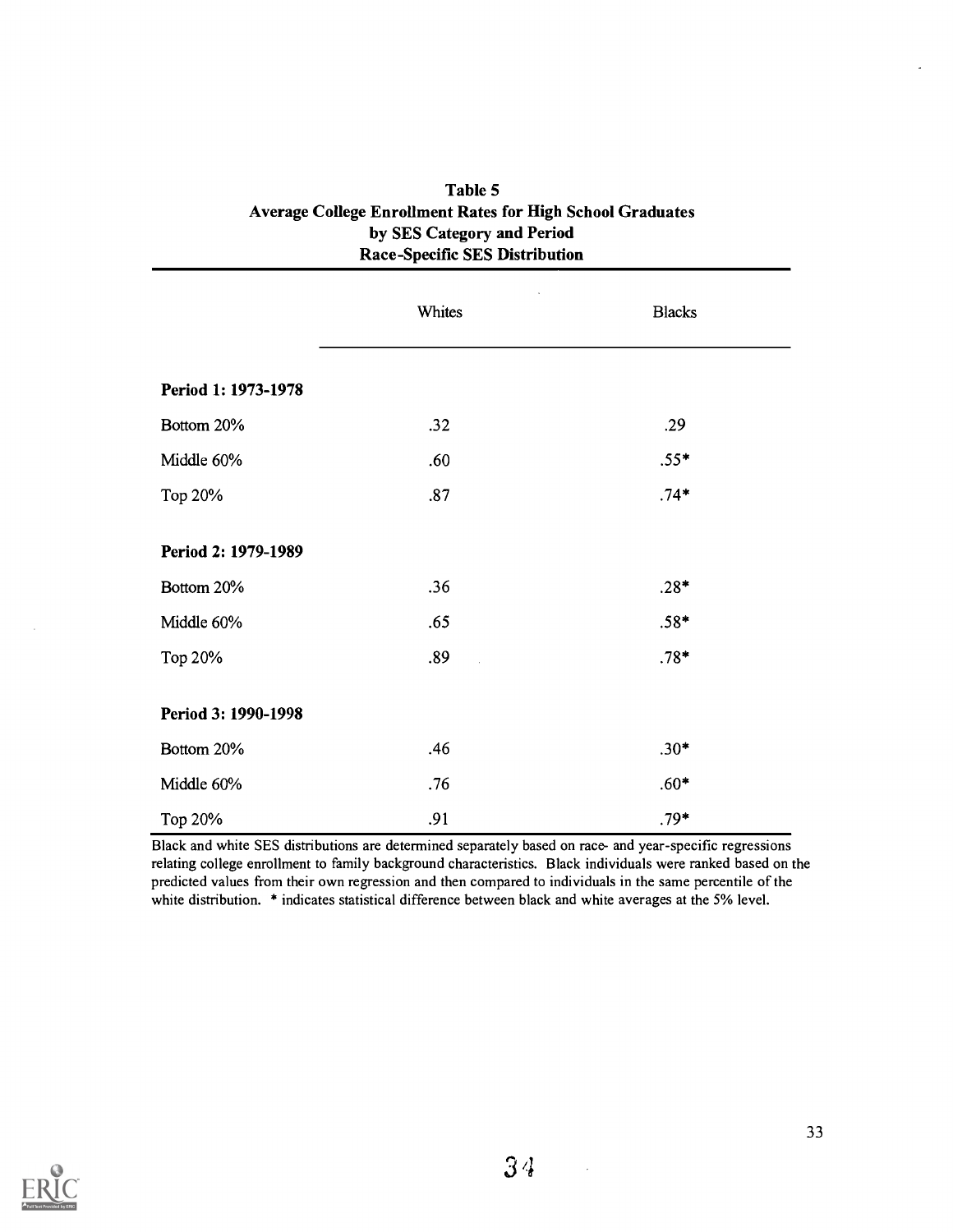**Table 5**
**Average College Enrollment Rates for High School Graduates by SES Category and Period**
**Race-Specific SES Distribution**

| | Whites | Blacks |
|---|---|---|
| **Period 1: 1973-1978** | | |
| Bottom 20% | .32 | .29 |
| Middle 60% | .60 | .55* |
| Top 20% | .87 | .74* |
| **Period 2: 1979-1989** | | |
| Bottom 20% | .36 | .28* |
| Middle 60% | .65 | .58* |
| Top 20% | .89 | .78* |
| **Period 3: 1990-1998** | | |
| Bottom 20% | .46 | .30* |
| Middle 60% | .76 | .60* |
| Top 20% | .91 | .79* |

Black and white SES distributions are determined separately based on race- and year-specific regressions relating college enrollment to family background characteristics. Black individuals were ranked based on the predicted values from their own regression and then compared to individuals in the same percentile of the white distribution. * indicates statistical difference between black and white averages at the 5% level.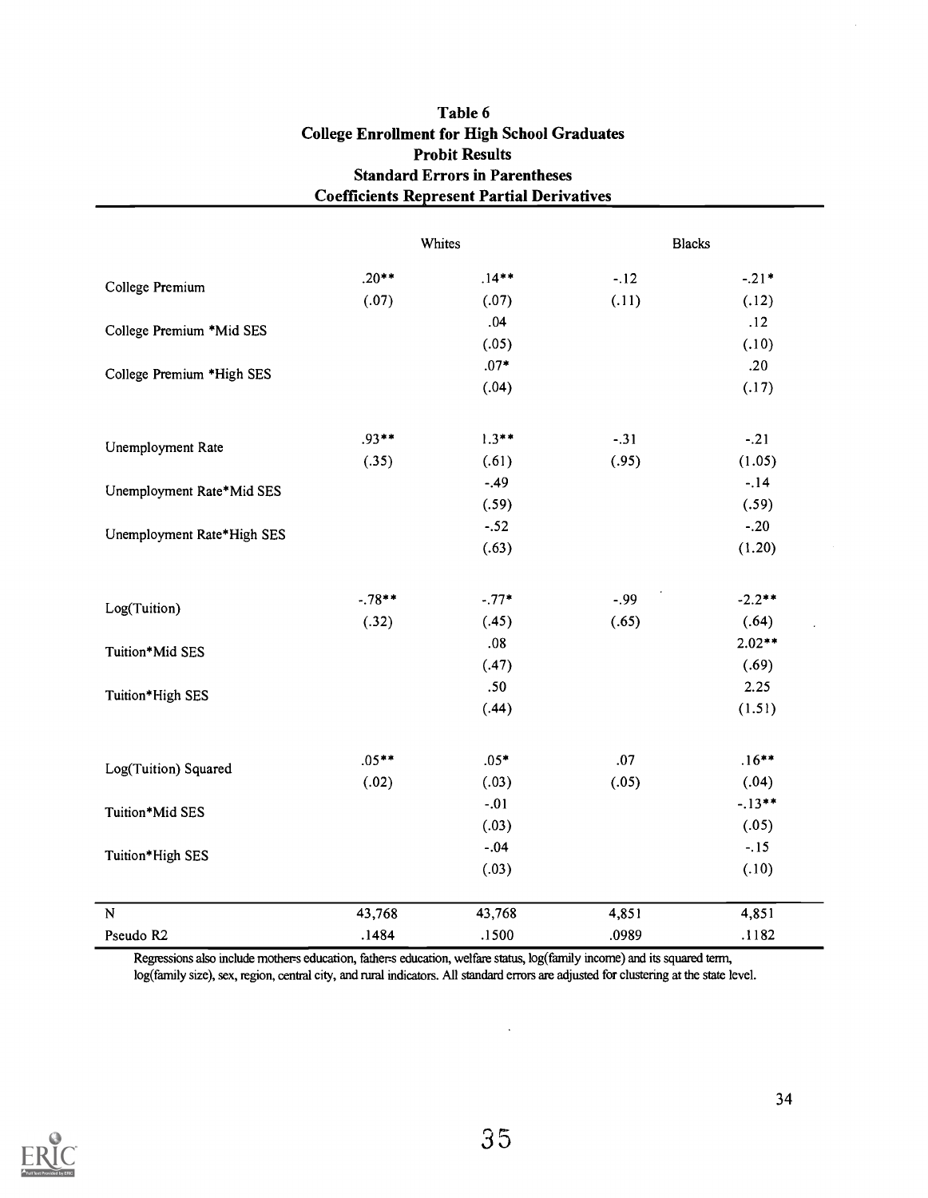## Table 6
## College Enrollment for High School Graduates
## Probit Results
## Standard Errors in Parentheses
## Coefficients Represent Partial Derivatives

| | Whites | | Blacks | |
|---|---|---|---|---|
| College Premium | .20** | .14** | -.12 | -.21* |
| | (.07) | (.07) | (.11) | (.12) |
| College Premium *Mid SES | | .04 | | .12 |
| | | (.05) | | (.10) |
| College Premium *High SES | | .07* | | .20 |
| | | (.04) | | (.17) |
| Unemployment Rate | .93** | 1.3** | -.31 | -.21 |
| | (.35) | (.61) | (.95) | (1.05) |
| Unemployment Rate*Mid SES | | -.49 | | -.14 |
| | | (.59) | | (.59) |
| Unemployment Rate*High SES | | -.52 | | -.20 |
| | | (.63) | | (1.20) |
| Log(Tuition) | -.78** | -.77* | -.99 | -2.2** |
| | (.32) | (.45) | (.65) | (.64) |
| Tuition*Mid SES | | .08 | | 2.02** |
| | | (.47) | | (.69) |
| Tuition*High SES | | .50 | | 2.25 |
| | | (.44) | | (1.51) |
| Log(Tuition) Squared | .05** | .05* | .07 | .16** |
| | (.02) | (.03) | (.05) | (.04) |
| Tuition*Mid SES | | -.01 | | -.13** |
| | | (.03) | | (.05) |
| Tuition*High SES | | -.04 | | -.15 |
| | | (.03) | | (.10) |
| N | 43,768 | 43,768 | 4,851 | 4,851 |
| Pseudo R2 | .1484 | .1500 | .0989 | .1182 |

Regressions also include mothers education, fathers education, welfare status, log(family income) and its squared term, log(family size), sex, region, central city, and rural indicators. All standard errors are adjusted for clustering at the state level.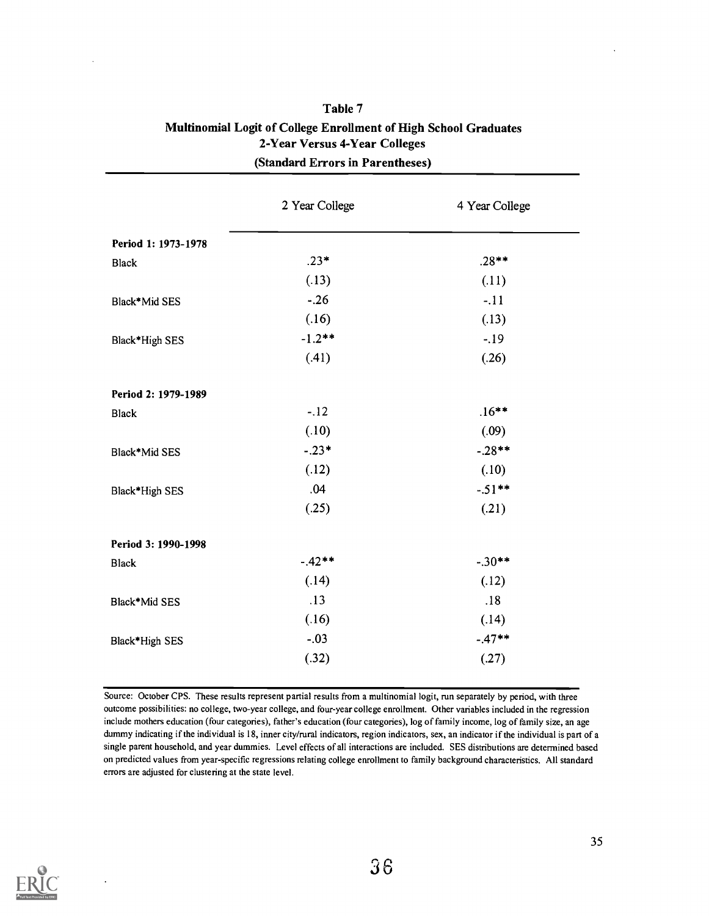**Table 7**
**Multinomial Logit of College Enrollment of High School Graduates**
**2-Year Versus 4-Year Colleges**
**(Standard Errors in Parentheses)**

| | 2 Year College | 4 Year College |
|---|---|---|
| **Period 1: 1973-1978** | | |
| Black | .23* | .28** |
| | (.13) | (.11) |
| Black*Mid SES | -.26 | -.11 |
| | (.16) | (.13) |
| Black*High SES | -1.2** | -.19 |
| | (.41) | (.26) |
| **Period 2: 1979-1989** | | |
| Black | -.12 | .16** |
| | (.10) | (.09) |
| Black*Mid SES | -.23* | -.28** |
| | (.12) | (.10) |
| Black*High SES | .04 | -.51** |
| | (.25) | (.21) |
| **Period 3: 1990-1998** | | |
| Black | -.42** | -.30** |
| | (.14) | (.12) |
| Black*Mid SES | .13 | .18 |
| | (.16) | (.14) |
| Black*High SES | -.03 | -.47** |
| | (.32) | (.27) |

Source: October CPS. These results represent partial results from a multinomial logit, run separately by period, with three outcome possibilities: no college, two-year college, and four-year college enrollment. Other variables included in the regression include mothers education (four categories), father's education (four categories), log of family income, log of family size, an age dummy indicating if the individual is 18, inner city/rural indicators, region indicators, sex, an indicator if the individual is part of a single parent household, and year dummies. Level effects of all interactions are included. SES distributions are determined based on predicted values from year-specific regressions relating college enrollment to family background characteristics. All standard errors are adjusted for clustering at the state level.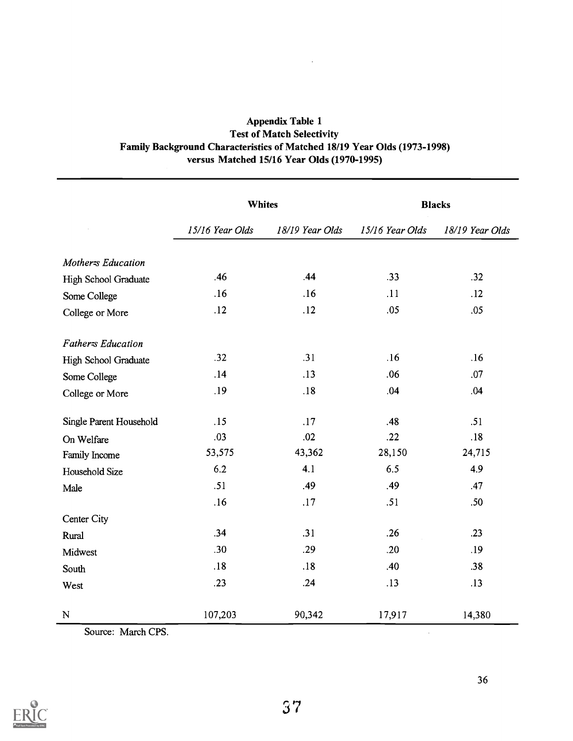**Appendix Table 1**
**Test of Match Selectivity**
**Family Background Characteristics of Matched 18/19 Year Olds (1973-1998) versus Matched 15/16 Year Olds (1970-1995)**

| | Whites | | Blacks | |
|---|---|---|---|---|
| | *15/16 Year Olds* | *18/19 Year Olds* | *15/16 Year Olds* | *18/19 Year Olds* |
| *Mother=s Education* | | | | |
| High School Graduate | .46 | .44 | .33 | .32 |
| Some College | .16 | .16 | .11 | .12 |
| College or More | .12 | .12 | .05 | .05 |
| *Father=s Education* | | | | |
| High School Graduate | .32 | .31 | .16 | .16 |
| Some College | .14 | .13 | .06 | .07 |
| College or More | .19 | .18 | .04 | .04 |
| Single Parent Household | .15 | .17 | .48 | .51 |
| On Welfare | .03 | .02 | .22 | .18 |
| Family Income | 53,575 | 43,362 | 28,150 | 24,715 |
| Household Size | 6.2 | 4.1 | 6.5 | 4.9 |
| Male | .51 | .49 | .49 | .47 |
| | .16 | .17 | .51 | .50 |
| Center City | | | | |
| Rural | .34 | .31 | .26 | .23 |
| Midwest | .30 | .29 | .20 | .19 |
| South | .18 | .18 | .40 | .38 |
| West | .23 | .24 | .13 | .13 |
| N | 107,203 | 90,342 | 17,917 | 14,380 |

Source: March CPS.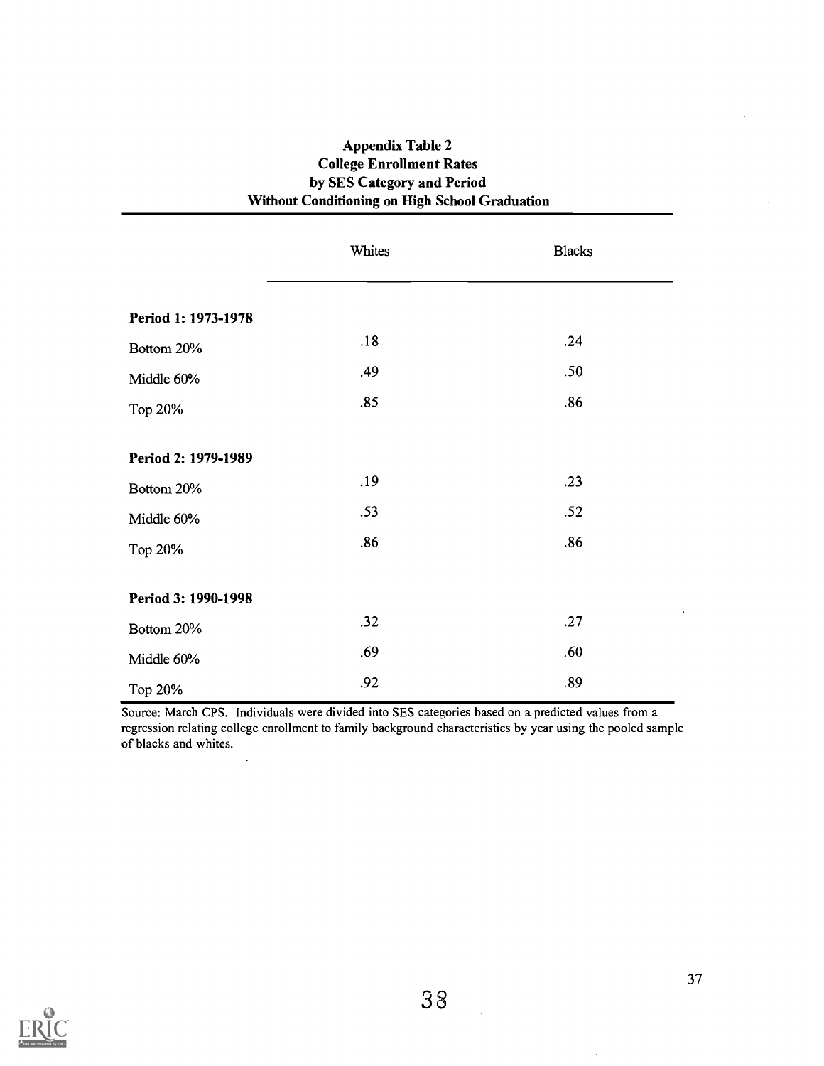**Appendix Table 2**
**College Enrollment Rates**
**by SES Category and Period**
**Without Conditioning on High School Graduation**

| | Whites | Blacks |
|---|---|---|
| **Period 1: 1973-1978** | | |
| Bottom 20% | .18 | .24 |
| Middle 60% | .49 | .50 |
| Top 20% | .85 | .86 |
| **Period 2: 1979-1989** | | |
| Bottom 20% | .19 | .23 |
| Middle 60% | .53 | .52 |
| Top 20% | .86 | .86 |
| **Period 3: 1990-1998** | | |
| Bottom 20% | .32 | .27 |
| Middle 60% | .69 | .60 |
| Top 20% | .92 | .89 |

Source: March CPS. Individuals were divided into SES categories based on a predicted values from a regression relating college enrollment to family background characteristics by year using the pooled sample of blacks and whites.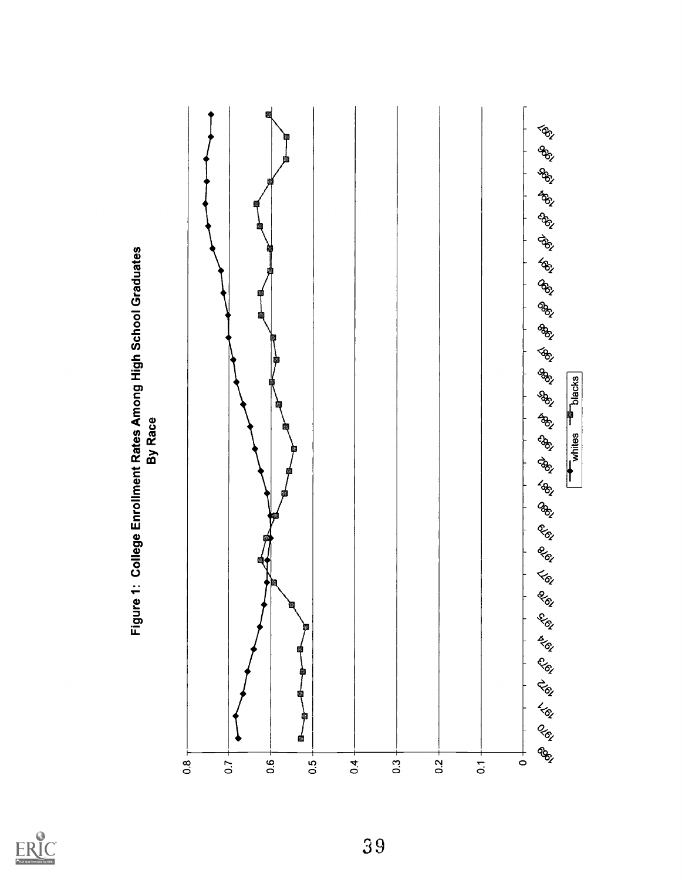**Figure 1: College Enrollment Rates Among High School Graduates By Race**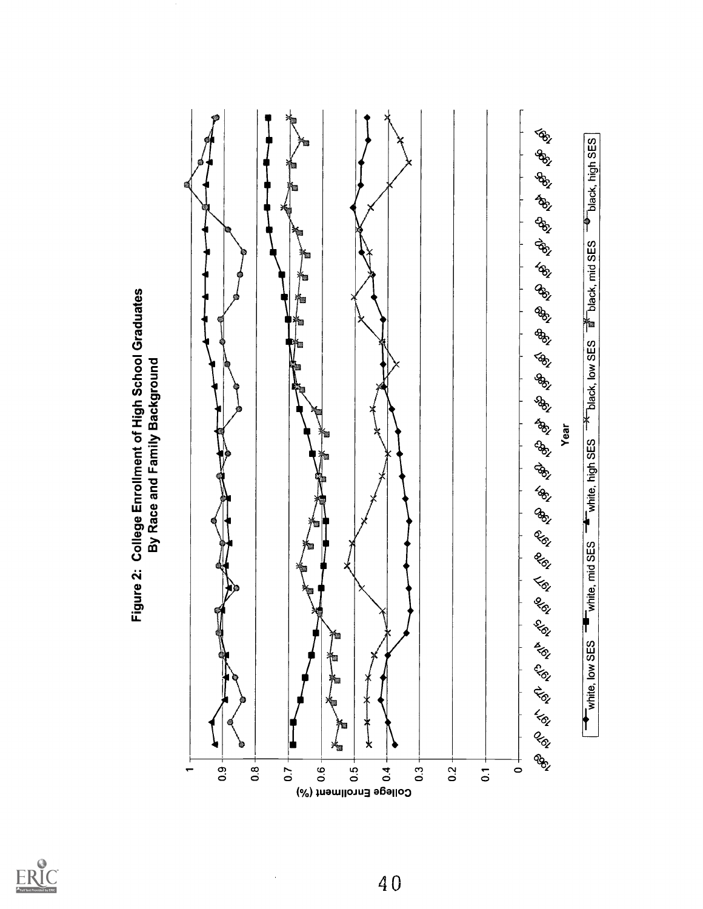**Figure 2: College Enrollment of High School Graduates By Race and Family Background**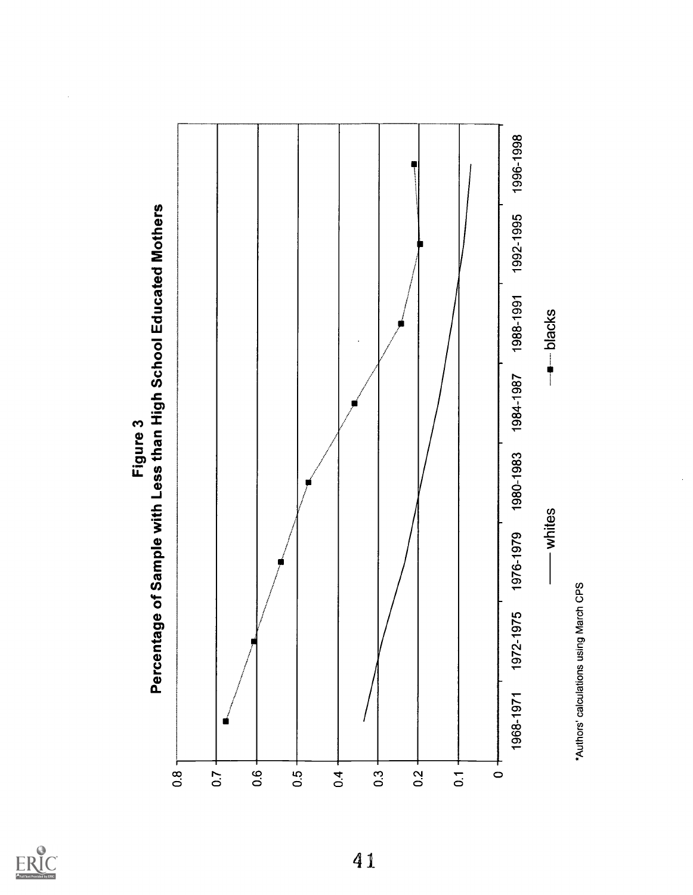**Figure 3**
**Percentage of Sample with Less than High School Educated Mothers**

| Period | whites | blacks |
|---|---|---|
| 1968-1971 | | |
| 1972-1975 | | |
| 1976-1979 | | |
| 1980-1983 | | |
| 1984-1987 | | |
| 1988-1991 | | |
| 1992-1995 | | |
| 1996-1998 | | |

*Authors' calculations using March CPS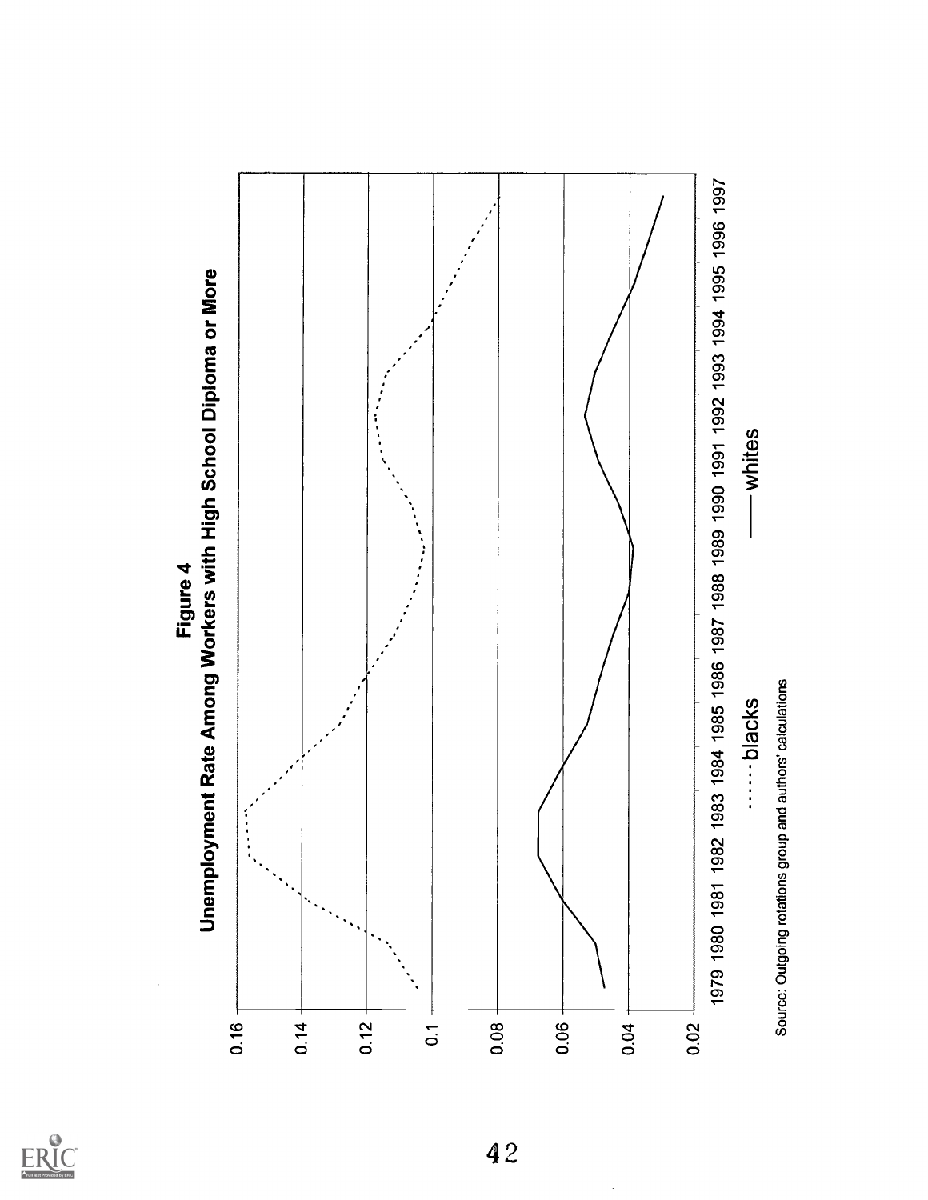**Figure 4**

**Unemployment Rate Among Workers with High School Diploma or More**

Source: Outgoing rotations group and authors' calculations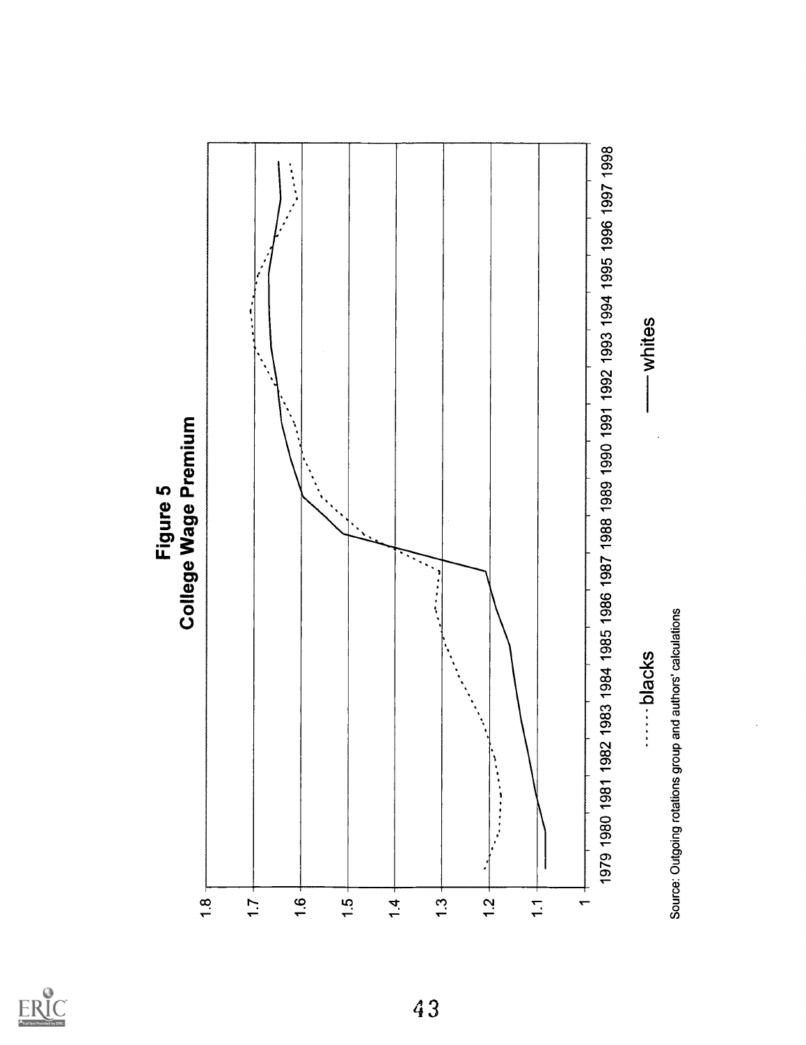**Figure 5**
**College Wage Premium**

Source: Outgoing rotations group and authors' calculations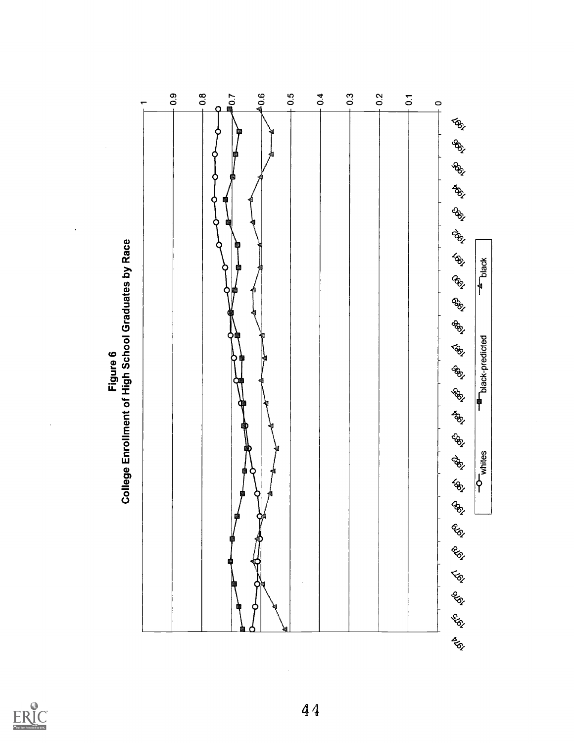**Figure 6**
**College Enrollment of High School Graduates by Race**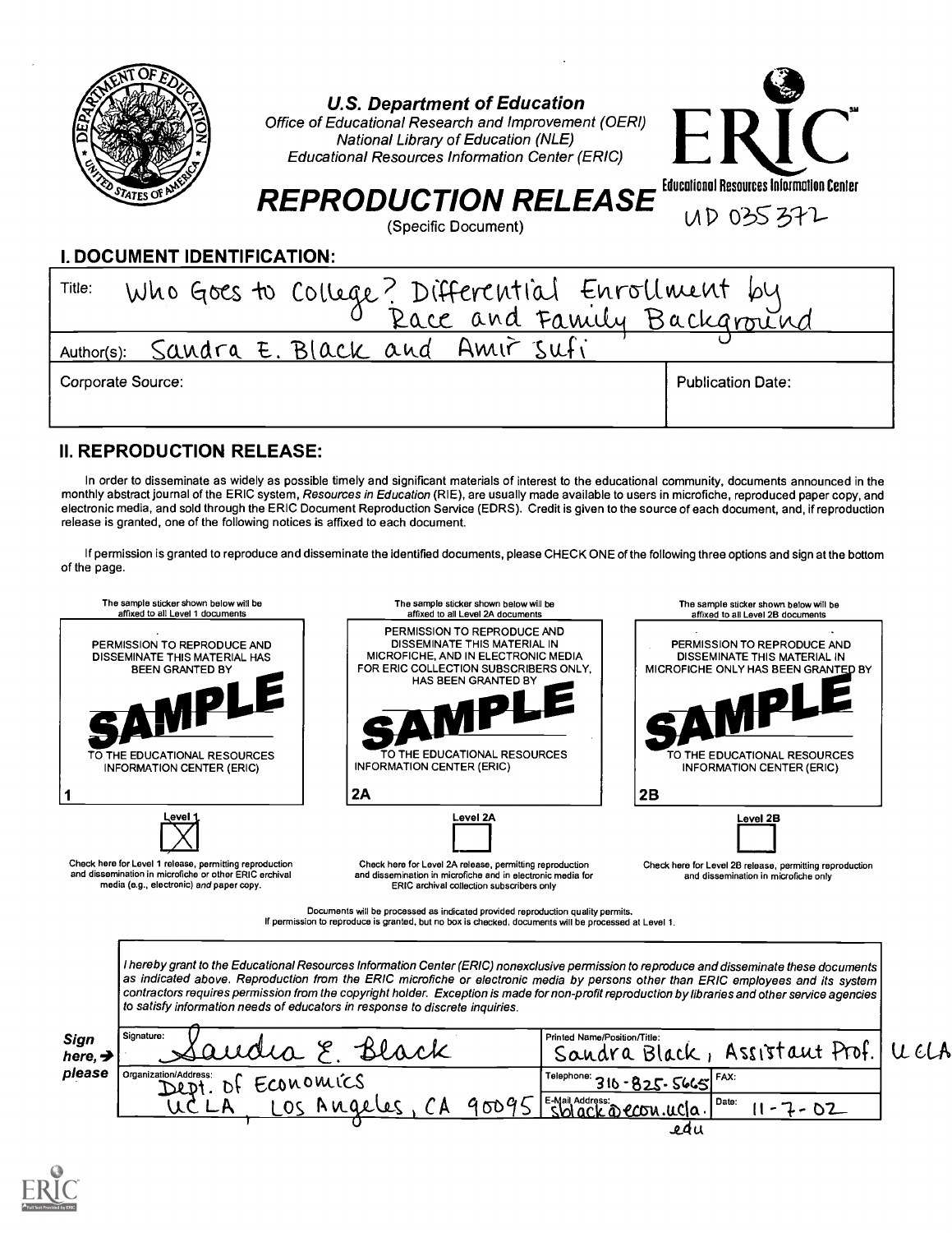U.S. Department of Education
*Office of Educational Research and Improvement (OERI)*
*National Library of Education (NLE)*
*Educational Resources Information Center (ERIC)*

ERIC Educational Resources Information Center

# REPRODUCTION RELEASE

(Specific Document)

UD 035 372

## I. DOCUMENT IDENTIFICATION:

| | |
|---|---|
| Title: Who Goes to College? Differential Enrollment by Race and Family Background | |
| Author(s): Sandra E. Black and Amir Sufi | |
| Corporate Source: | Publication Date: |

## II. REPRODUCTION RELEASE:

In order to disseminate as widely as possible timely and significant materials of interest to the educational community, documents announced in the monthly abstract journal of the ERIC system, *Resources in Education* (RIE), are usually made available to users in microfiche, reproduced paper copy, and electronic media, and sold through the ERIC Document Reproduction Service (EDRS). Credit is given to the source of each document, and, if reproduction release is granted, one of the following notices is affixed to each document.

If permission is granted to reproduce and disseminate the identified documents, please CHECK ONE of the following three options and sign at the bottom of the page.

| The sample sticker shown below will be affixed to all Level 1 documents | The sample sticker shown below will be affixed to all Level 2A documents | The sample sticker shown below will be affixed to all Level 2B documents |
|---|---|---|
| PERMISSION TO REPRODUCE AND DISSEMINATE THIS MATERIAL HAS BEEN GRANTED BY SAMPLE TO THE EDUCATIONAL RESOURCES INFORMATION CENTER (ERIC) | PERMISSION TO REPRODUCE AND DISSEMINATE THIS MATERIAL IN MICROFICHE, AND IN ELECTRONIC MEDIA FOR ERIC COLLECTION SUBSCRIBERS ONLY, HAS BEEN GRANTED BY SAMPLE TO THE EDUCATIONAL RESOURCES INFORMATION CENTER (ERIC) | PERMISSION TO REPRODUCE AND DISSEMINATE THIS MATERIAL IN MICROFICHE ONLY HAS BEEN GRANTED BY SAMPLE TO THE EDUCATIONAL RESOURCES INFORMATION CENTER (ERIC) |
| 1 | 2A | 2B |
| Level 1 [X] | Level 2A [ ] | Level 2B [ ] |
| Check here for Level 1 release, permitting reproduction and dissemination in microfiche or other ERIC archival media (e.g., electronic) *and* paper copy. | Check here for Level 2A release, permitting reproduction and dissemination in microfiche and in electronic media for ERIC archival collection subscribers only | Check here for Level 2B release, permitting reproduction and dissemination in microfiche only |

Documents will be processed as indicated provided reproduction quality permits.
If permission to reproduce is granted, but no box is checked, documents will be processed at Level 1.

*I hereby grant to the Educational Resources Information Center (ERIC) nonexclusive permission to reproduce and disseminate these documents as indicated above. Reproduction from the ERIC microfiche or electronic media by persons other than ERIC employees and its system contractors requires permission from the copyright holder. Exception is made for non-profit reproduction by libraries and other service agencies to satisfy information needs of educators in response to discrete inquiries.*

**Sign here, → please**

| | | |
|---|---|---|
| Signature: Sandra E. Black | Printed Name/Position/Title: Sandra Black, Assistant Prof. UCLA | |
| Organization/Address: Dept. of Economics UCLA, Los Angeles, CA 90095 | Telephone: 310-825-5665 | FAX: |
| | E-Mail Address: sblack@econ.ucla.edu | Date: 11-7-02 |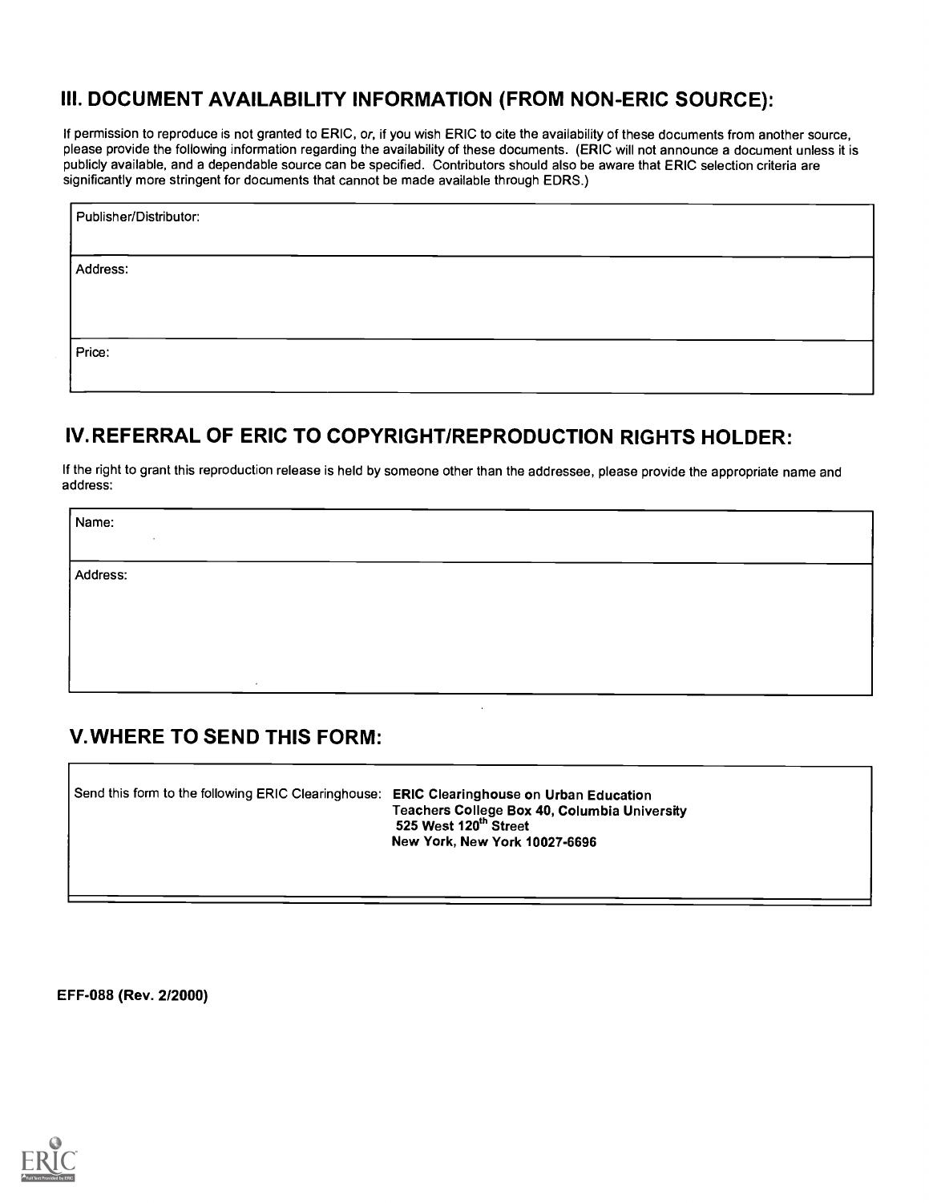## III. DOCUMENT AVAILABILITY INFORMATION (FROM NON-ERIC SOURCE):

If permission to reproduce is not granted to ERIC, *or*, if you wish ERIC to cite the availability of these documents from another source, please provide the following information regarding the availability of these documents. (ERIC will not announce a document unless it is publicly available, and a dependable source can be specified. Contributors should also be aware that ERIC selection criteria are significantly more stringent for documents that cannot be made available through EDRS.)

| |
|---|
| Publisher/Distributor: |
| Address: |
| Price: |

## IV. REFERRAL OF ERIC TO COPYRIGHT/REPRODUCTION RIGHTS HOLDER:

If the right to grant this reproduction release is held by someone other than the addressee, please provide the appropriate name and address:

| |
|---|
| Name: |
| Address: |

## V. WHERE TO SEND THIS FORM:

| | |
|---|---|
| Send this form to the following ERIC Clearinghouse: | **ERIC Clearinghouse on Urban Education**<br>**Teachers College Box 40, Columbia University**<br>**525 West 120th Street**<br>**New York, New York 10027-6696** |

**EFF-088 (Rev. 2/2000)**